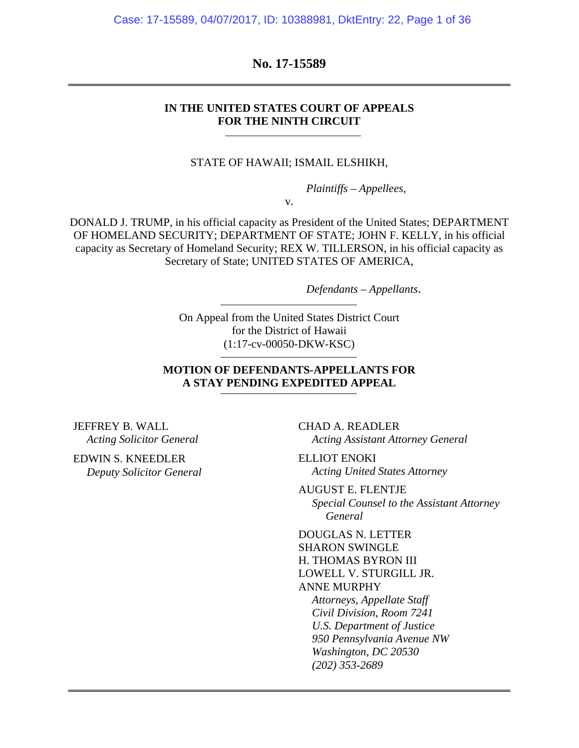**No. 17-15589**

---

**IN THE UNITED STATES COURT OF APPEALS**
**FOR THE NINTH CIRCUIT**

---

STATE OF HAWAII; ISMAIL ELSHIKH,

*Plaintiffs – Appellees*,

v.

DONALD J. TRUMP, in his official capacity as President of the United States; DEPARTMENT OF HOMELAND SECURITY; DEPARTMENT OF STATE; JOHN F. KELLY, in his official capacity as Secretary of Homeland Security; REX W. TILLERSON, in his official capacity as Secretary of State; UNITED STATES OF AMERICA,

*Defendants – Appellants*.

---

On Appeal from the United States District Court
for the District of Hawaii
(1:17-cv-00050-DKW-KSC)

---

**MOTION OF DEFENDANTS-APPELLANTS FOR A STAY PENDING EXPEDITED APPEAL**

---

JEFFREY B. WALL
*Acting Solicitor General*

EDWIN S. KNEEDLER
*Deputy Solicitor General*

CHAD A. READLER
*Acting Assistant Attorney General*

ELLIOT ENOKI
*Acting United States Attorney*

AUGUST E. FLENTJE
*Special Counsel to the Assistant Attorney General*

DOUGLAS N. LETTER
SHARON SWINGLE
H. THOMAS BYRON III
LOWELL V. STURGILL JR.
ANNE MURPHY
*Attorneys, Appellate Staff*
*Civil Division, Room 7241*
*U.S. Department of Justice*
*950 Pennsylvania Avenue NW*
*Washington, DC 20530*
*(202) 353-2689*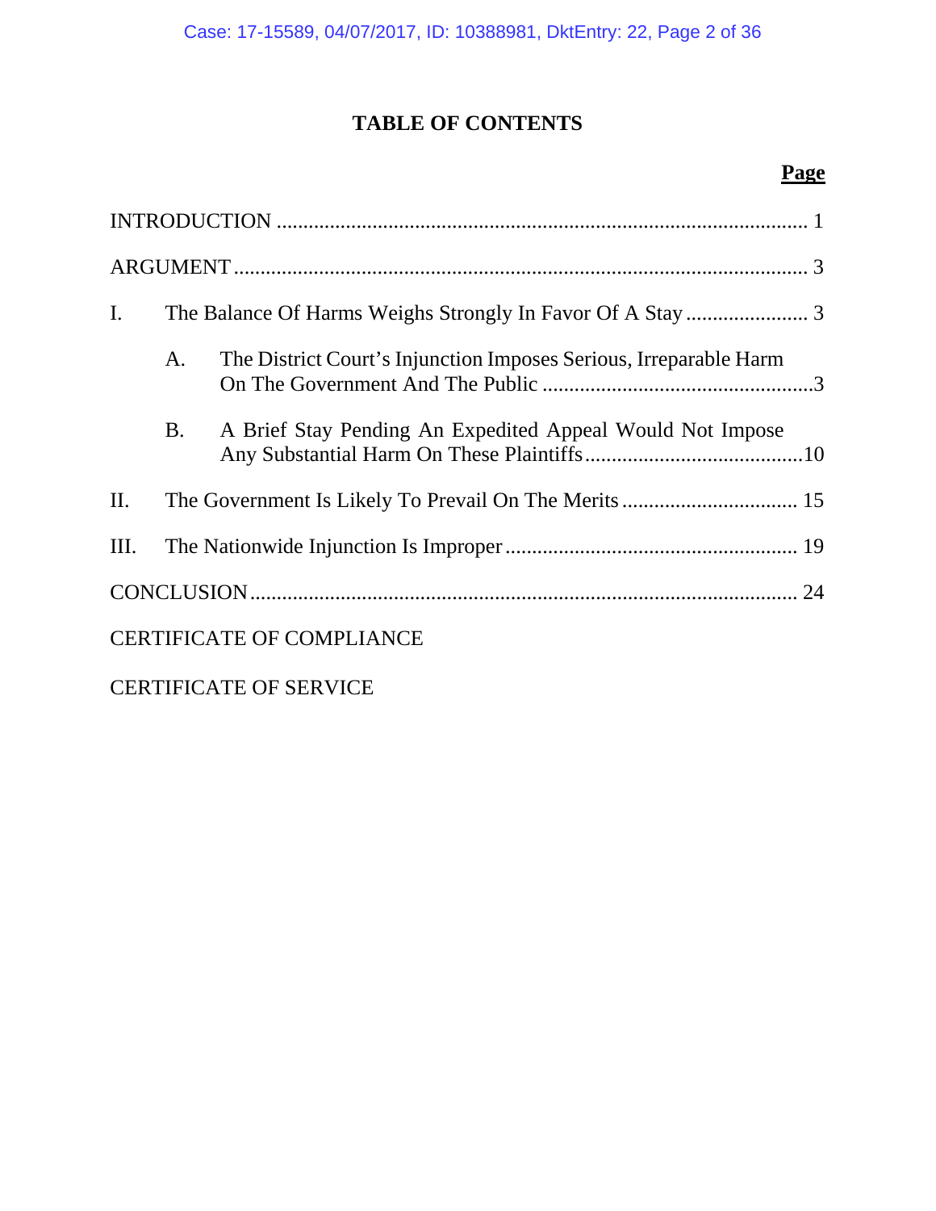# TABLE OF CONTENTS

| | Page |
|---|---|
| INTRODUCTION | 1 |
| ARGUMENT | 3 |
| I. The Balance Of Harms Weighs Strongly In Favor Of A Stay | 3 |
| A. The District Court's Injunction Imposes Serious, Irreparable Harm On The Government And The Public | 3 |
| B. A Brief Stay Pending An Expedited Appeal Would Not Impose Any Substantial Harm On These Plaintiffs | 10 |
| II. The Government Is Likely To Prevail On The Merits | 15 |
| III. The Nationwide Injunction Is Improper | 19 |
| CONCLUSION | 24 |
| CERTIFICATE OF COMPLIANCE | |
| CERTIFICATE OF SERVICE | |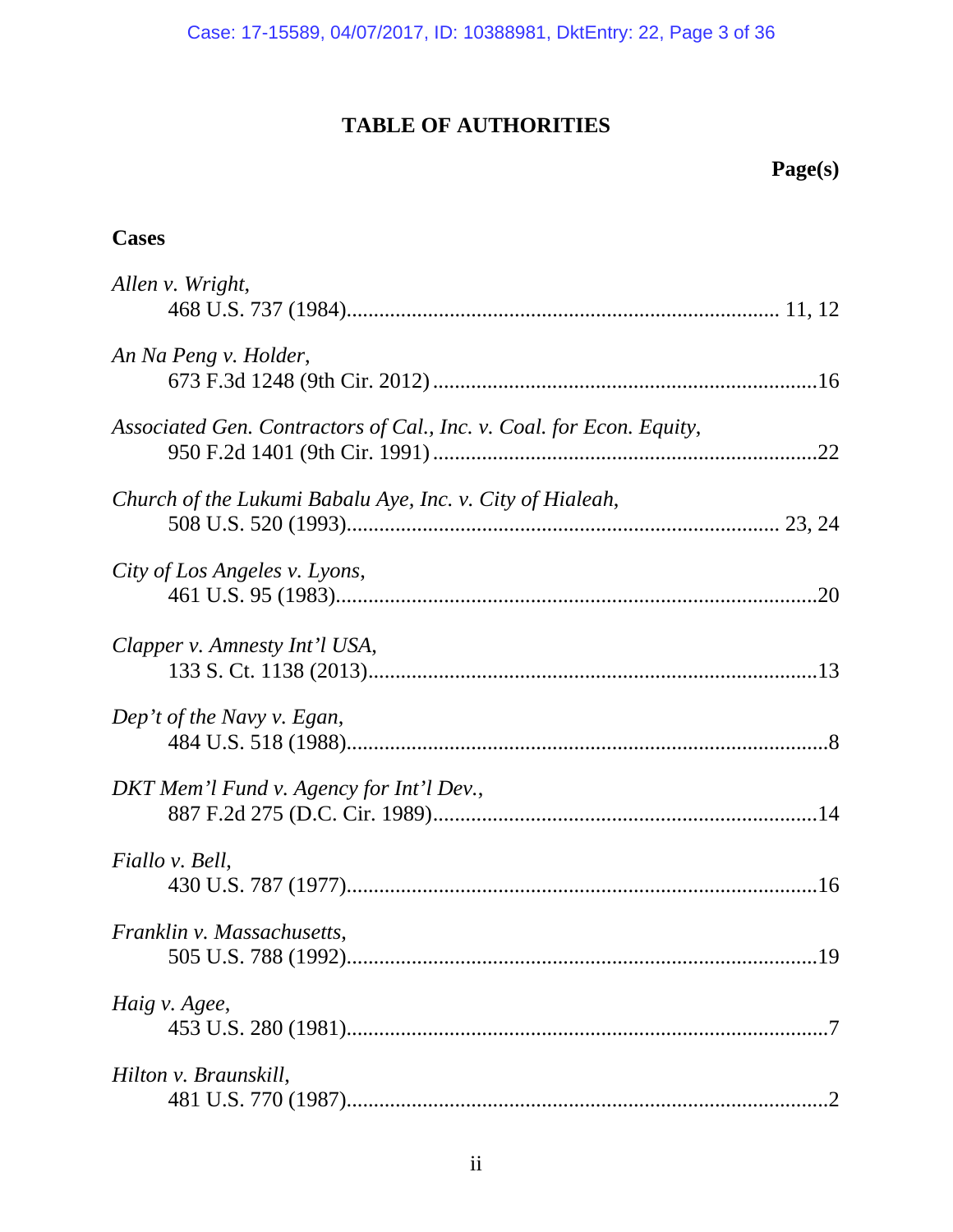# TABLE OF AUTHORITIES

**Page(s)**

## Cases

*Allen v. Wright*,
468 U.S. 737 (1984)........................................................................... 11, 12

*An Na Peng v. Holder*,
673 F.3d 1248 (9th Cir. 2012) .....................................................................16

*Associated Gen. Contractors of Cal., Inc. v. Coal. for Econ. Equity*,
950 F.2d 1401 (9th Cir. 1991) .....................................................................22

*Church of the Lukumi Babalu Aye, Inc. v. City of Hialeah*,
508 U.S. 520 (1993)............................................................................. 23, 24

*City of Los Angeles v. Lyons*,
461 U.S. 95 (1983)........................................................................................20

*Clapper v. Amnesty Int'l USA*,
133 S. Ct. 1138 (2013)..................................................................................13

*Dep't of the Navy v. Egan*,
484 U.S. 518 (1988)........................................................................................8

*DKT Mem'l Fund v. Agency for Int'l Dev.*,
887 F.2d 275 (D.C. Cir. 1989).....................................................................14

*Fiallo v. Bell*,
430 U.S. 787 (1977)......................................................................................16

*Franklin v. Massachusetts*,
505 U.S. 788 (1992)......................................................................................19

*Haig v. Agee*,
453 U.S. 280 (1981)........................................................................................7

*Hilton v. Braunskill*,
481 U.S. 770 (1987)........................................................................................2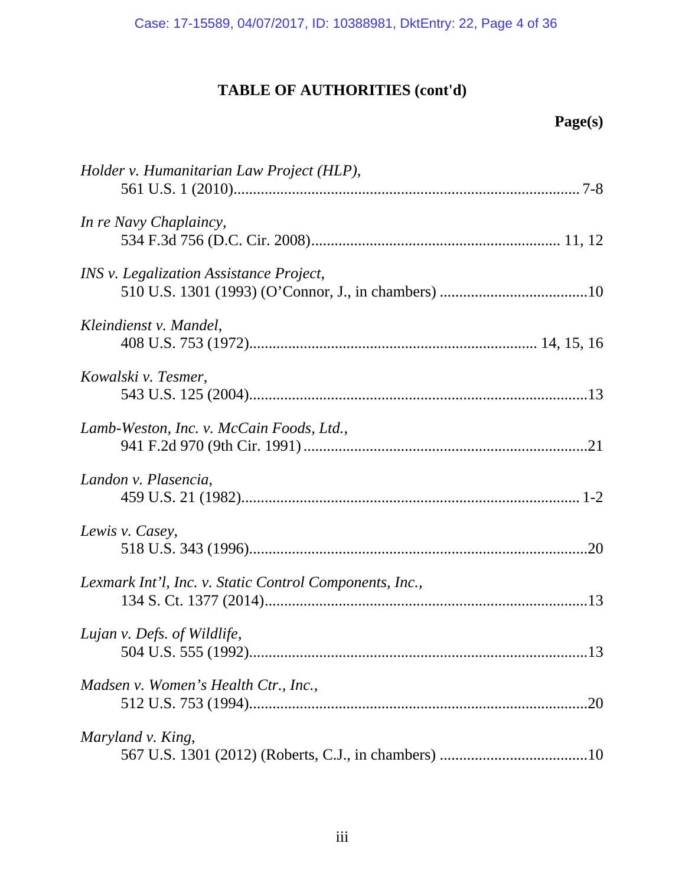## TABLE OF AUTHORITIES (cont'd)

**Page(s)**

*Holder v. Humanitarian Law Project (HLP)*,
561 U.S. 1 (2010)........................................................................................ 7-8

*In re Navy Chaplaincy*,
534 F.3d 756 (D.C. Cir. 2008)............................................................... 11, 12

*INS v. Legalization Assistance Project*,
510 U.S. 1301 (1993) (O'Connor, J., in chambers) ......................................10

*Kleindienst v. Mandel*,
408 U.S. 753 (1972)........................................................................ 14, 15, 16

*Kowalski v. Tesmer*,
543 U.S. 125 (2004).......................................................................................13

*Lamb-Weston, Inc. v. McCain Foods, Ltd.*,
941 F.2d 970 (9th Cir. 1991) .........................................................................21

*Landon v. Plasencia*,
459 U.S. 21 (1982)....................................................................................... 1-2

*Lewis v. Casey*,
518 U.S. 343 (1996).......................................................................................20

*Lexmark Int'l, Inc. v. Static Control Components, Inc.*,
134 S. Ct. 1377 (2014)...................................................................................13

*Lujan v. Defs. of Wildlife*,
504 U.S. 555 (1992).......................................................................................13

*Madsen v. Women's Health Ctr., Inc.*,
512 U.S. 753 (1994).......................................................................................20

*Maryland v. King*,
567 U.S. 1301 (2012) (Roberts, C.J., in chambers) ......................................10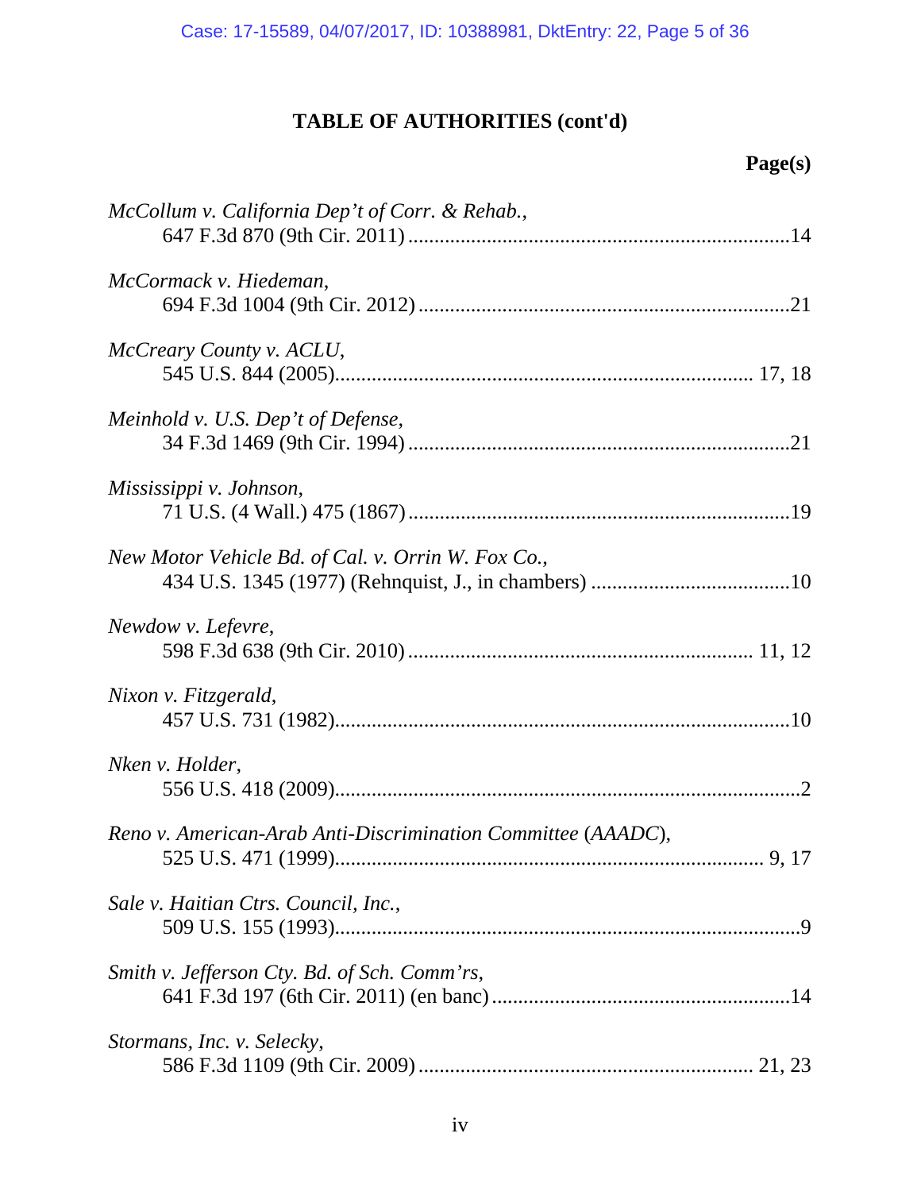## TABLE OF AUTHORITIES (cont'd)

**Page(s)**

*McCollum v. California Dep't of Corr. & Rehab.*,
647 F.3d 870 (9th Cir. 2011) ........................................................................14

*McCormack v. Hiedeman*,
694 F.3d 1004 (9th Cir. 2012) ......................................................................21

*McCreary County v. ACLU*,
545 U.S. 844 (2005)............................................................................... 17, 18

*Meinhold v. U.S. Dep't of Defense*,
34 F.3d 1469 (9th Cir. 1994) ........................................................................21

*Mississippi v. Johnson*,
71 U.S. (4 Wall.) 475 (1867) ........................................................................19

*New Motor Vehicle Bd. of Cal. v. Orrin W. Fox Co.*,
434 U.S. 1345 (1977) (Rehnquist, J., in chambers) ......................................10

*Newdow v. Lefevre*,
598 F.3d 638 (9th Cir. 2010) ................................................................. 11, 12

*Nixon v. Fitzgerald*,
457 U.S. 731 (1982).......................................................................................10

*Nken v. Holder*,
556 U.S. 418 (2009).........................................................................................2

*Reno v. American-Arab Anti-Discrimination Committee* (*AAADC*),
525 U.S. 471 (1999).................................................................................. 9, 17

*Sale v. Haitian Ctrs. Council, Inc.*,
509 U.S. 155 (1993).........................................................................................9

*Smith v. Jefferson Cty. Bd. of Sch. Comm'rs*,
641 F.3d 197 (6th Cir. 2011) (en banc) .........................................................14

*Stormans, Inc. v. Selecky*,
586 F.3d 1109 (9th Cir. 2009) ............................................................... 21, 23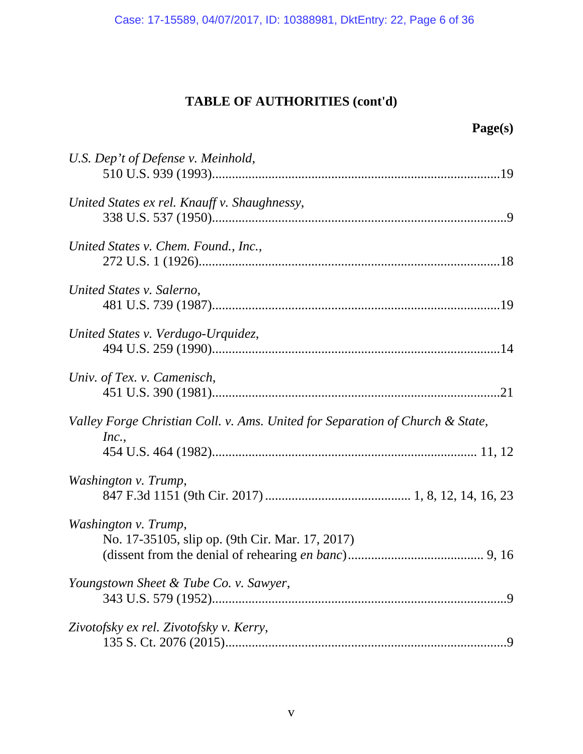## TABLE OF AUTHORITIES (cont'd)

**Page(s)**

*U.S. Dep't of Defense v. Meinhold*,
510 U.S. 939 (1993)....................................................................................19

*United States ex rel. Knauff v. Shaughnessy*,
338 U.S. 537 (1950)......................................................................................9

*United States v. Chem. Found., Inc.*,
272 U.S. 1 (1926)........................................................................................18

*United States v. Salerno*,
481 U.S. 739 (1987)....................................................................................19

*United States v. Verdugo-Urquidez*,
494 U.S. 259 (1990)....................................................................................14

*Univ. of Tex. v. Camenisch*,
451 U.S. 390 (1981)....................................................................................21

*Valley Forge Christian Coll. v. Ams. United for Separation of Church & State, Inc.*,
454 U.S. 464 (1982)............................................................................. 11, 12

*Washington v. Trump*,
847 F.3d 1151 (9th Cir. 2017) ........................................... 1, 8, 12, 14, 16, 23

*Washington v. Trump*,
No. 17-35105, slip op. (9th Cir. Mar. 17, 2017)
(dissent from the denial of rehearing *en banc*)......................................... 9, 16

*Youngstown Sheet & Tube Co. v. Sawyer*,
343 U.S. 579 (1952)......................................................................................9

*Zivotofsky ex rel. Zivotofsky v. Kerry*,
135 S. Ct. 2076 (2015)..................................................................................9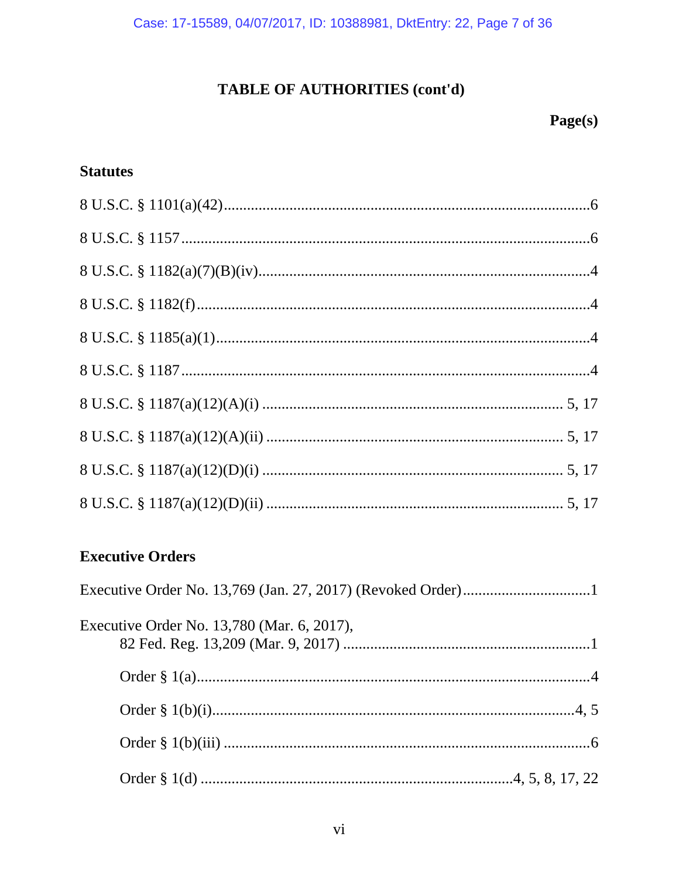# TABLE OF AUTHORITIES (cont'd)

**Page(s)**

## Statutes

8 U.S.C. § 1101(a)(42) .......... 6

8 U.S.C. § 1157 .......... 6

8 U.S.C. § 1182(a)(7)(B)(iv) .......... 4

8 U.S.C. § 1182(f) .......... 4

8 U.S.C. § 1185(a)(1) .......... 4

8 U.S.C. § 1187 .......... 4

8 U.S.C. § 1187(a)(12)(A)(i) .......... 5, 17

8 U.S.C. § 1187(a)(12)(A)(ii) .......... 5, 17

8 U.S.C. § 1187(a)(12)(D)(i) .......... 5, 17

8 U.S.C. § 1187(a)(12)(D)(ii) .......... 5, 17

## Executive Orders

Executive Order No. 13,769 (Jan. 27, 2017) (Revoked Order) .......... 1

Executive Order No. 13,780 (Mar. 6, 2017),
  82 Fed. Reg. 13,209 (Mar. 9, 2017) .......... 1

  Order § 1(a) .......... 4

  Order § 1(b)(i) .......... 4, 5

  Order § 1(b)(iii) .......... 6

  Order § 1(d) .......... 4, 5, 8, 17, 22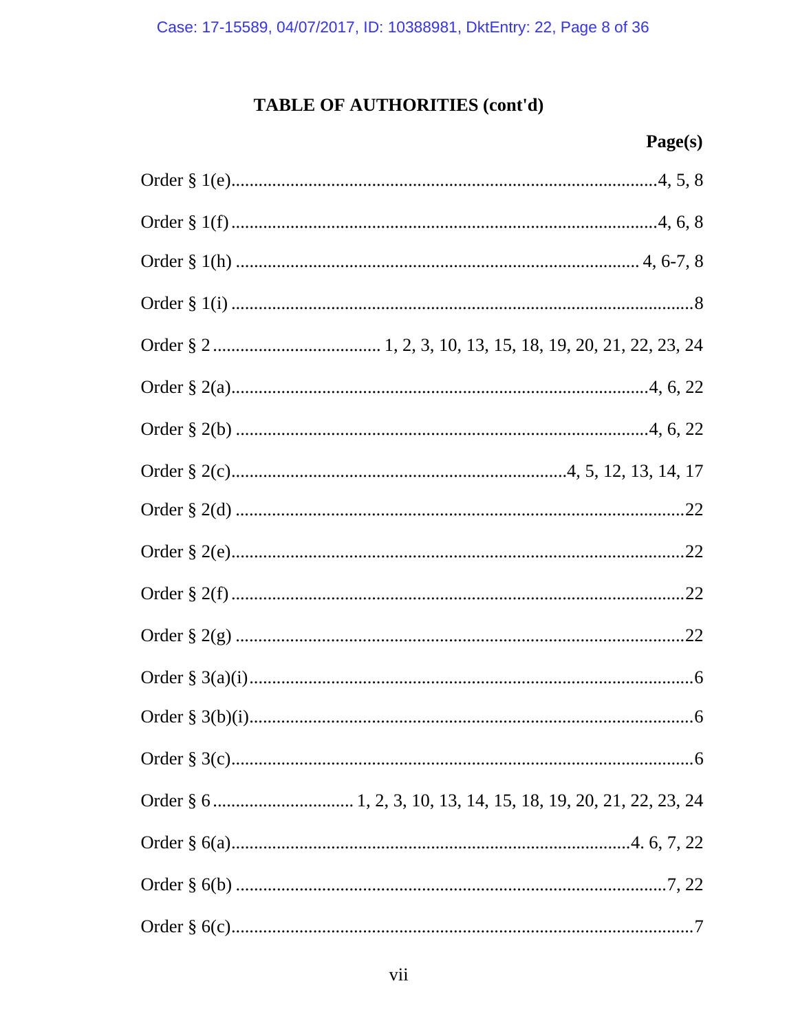**TABLE OF AUTHORITIES (cont'd)**

| | Page(s) |
|---|---|
| Order § 1(e) | 4, 5, 8 |
| Order § 1(f) | 4, 6, 8 |
| Order § 1(h) | 4, 6-7, 8 |
| Order § 1(i) | 8 |
| Order § 2 | 1, 2, 3, 10, 13, 15, 18, 19, 20, 21, 22, 23, 24 |
| Order § 2(a) | 4, 6, 22 |
| Order § 2(b) | 4, 6, 22 |
| Order § 2(c) | 4, 5, 12, 13, 14, 17 |
| Order § 2(d) | 22 |
| Order § 2(e) | 22 |
| Order § 2(f) | 22 |
| Order § 2(g) | 22 |
| Order § 3(a)(i) | 6 |
| Order § 3(b)(i) | 6 |
| Order § 3(c) | 6 |
| Order § 6 | 1, 2, 3, 10, 13, 14, 15, 18, 19, 20, 21, 22, 23, 24 |
| Order § 6(a) | 4. 6, 7, 22 |
| Order § 6(b) | 7, 22 |
| Order § 6(c) | 7 |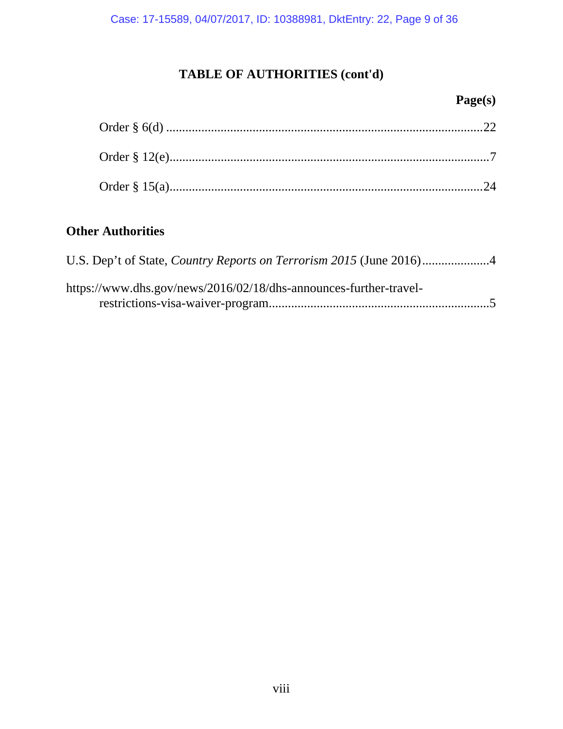**TABLE OF AUTHORITIES (cont'd)**

**Page(s)**

Order § 6(d) ....................................................................................................22

Order § 12(e).....................................................................................................7

Order § 15(a)....................................................................................................24

**Other Authorities**

U.S. Dep't of State, *Country Reports on Terrorism 2015* (June 2016).....................4

https://www.dhs.gov/news/2016/02/18/dhs-announces-further-travel-restrictions-visa-waiver-program.....................................................................5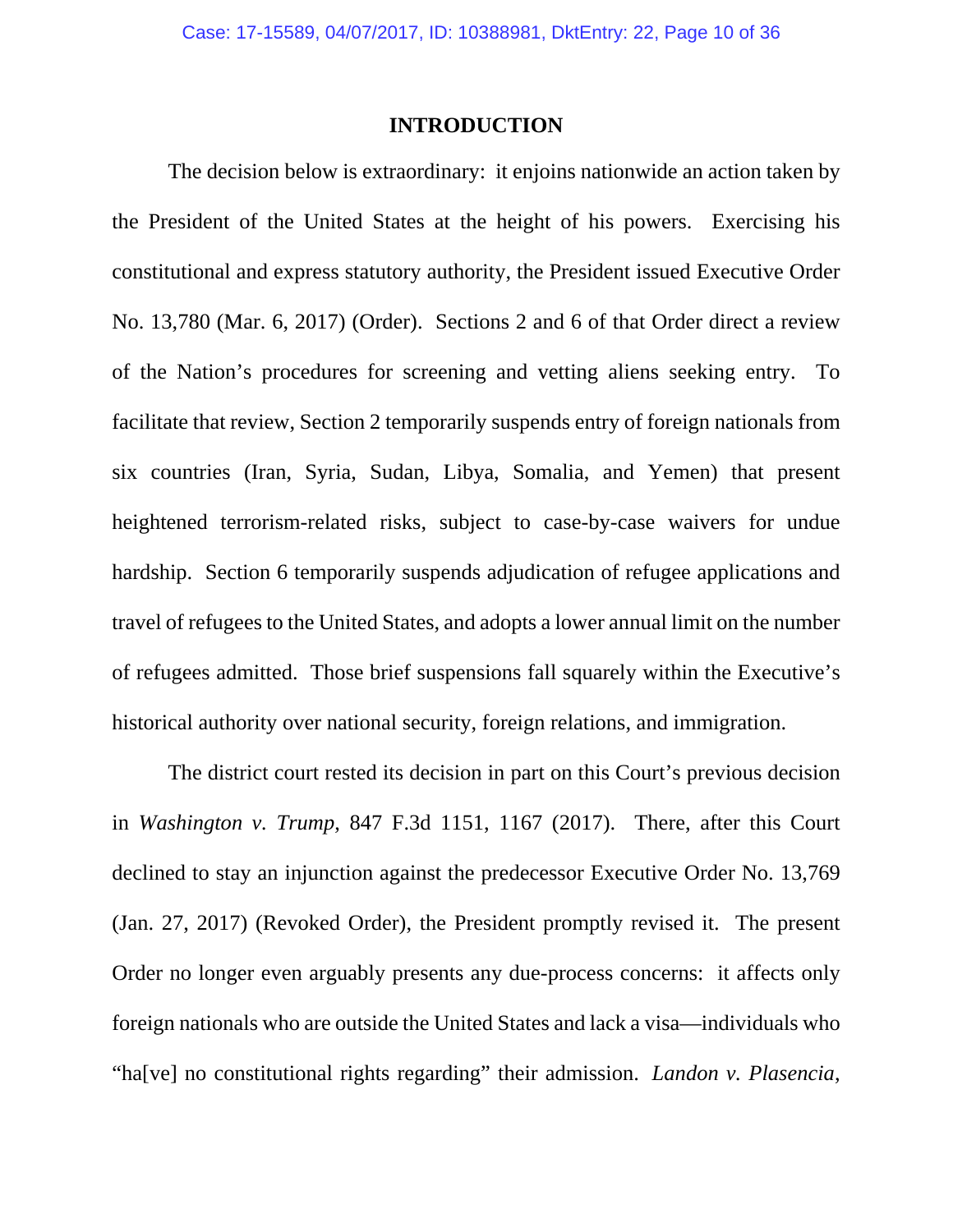# INTRODUCTION

The decision below is extraordinary: it enjoins nationwide an action taken by the President of the United States at the height of his powers. Exercising his constitutional and express statutory authority, the President issued Executive Order No. 13,780 (Mar. 6, 2017) (Order). Sections 2 and 6 of that Order direct a review of the Nation's procedures for screening and vetting aliens seeking entry. To facilitate that review, Section 2 temporarily suspends entry of foreign nationals from six countries (Iran, Syria, Sudan, Libya, Somalia, and Yemen) that present heightened terrorism-related risks, subject to case-by-case waivers for undue hardship. Section 6 temporarily suspends adjudication of refugee applications and travel of refugees to the United States, and adopts a lower annual limit on the number of refugees admitted. Those brief suspensions fall squarely within the Executive's historical authority over national security, foreign relations, and immigration.

The district court rested its decision in part on this Court's previous decision in *Washington v. Trump*, 847 F.3d 1151, 1167 (2017). There, after this Court declined to stay an injunction against the predecessor Executive Order No. 13,769 (Jan. 27, 2017) (Revoked Order), the President promptly revised it. The present Order no longer even arguably presents any due-process concerns: it affects only foreign nationals who are outside the United States and lack a visa—individuals who "ha[ve] no constitutional rights regarding" their admission. *Landon v. Plasencia*,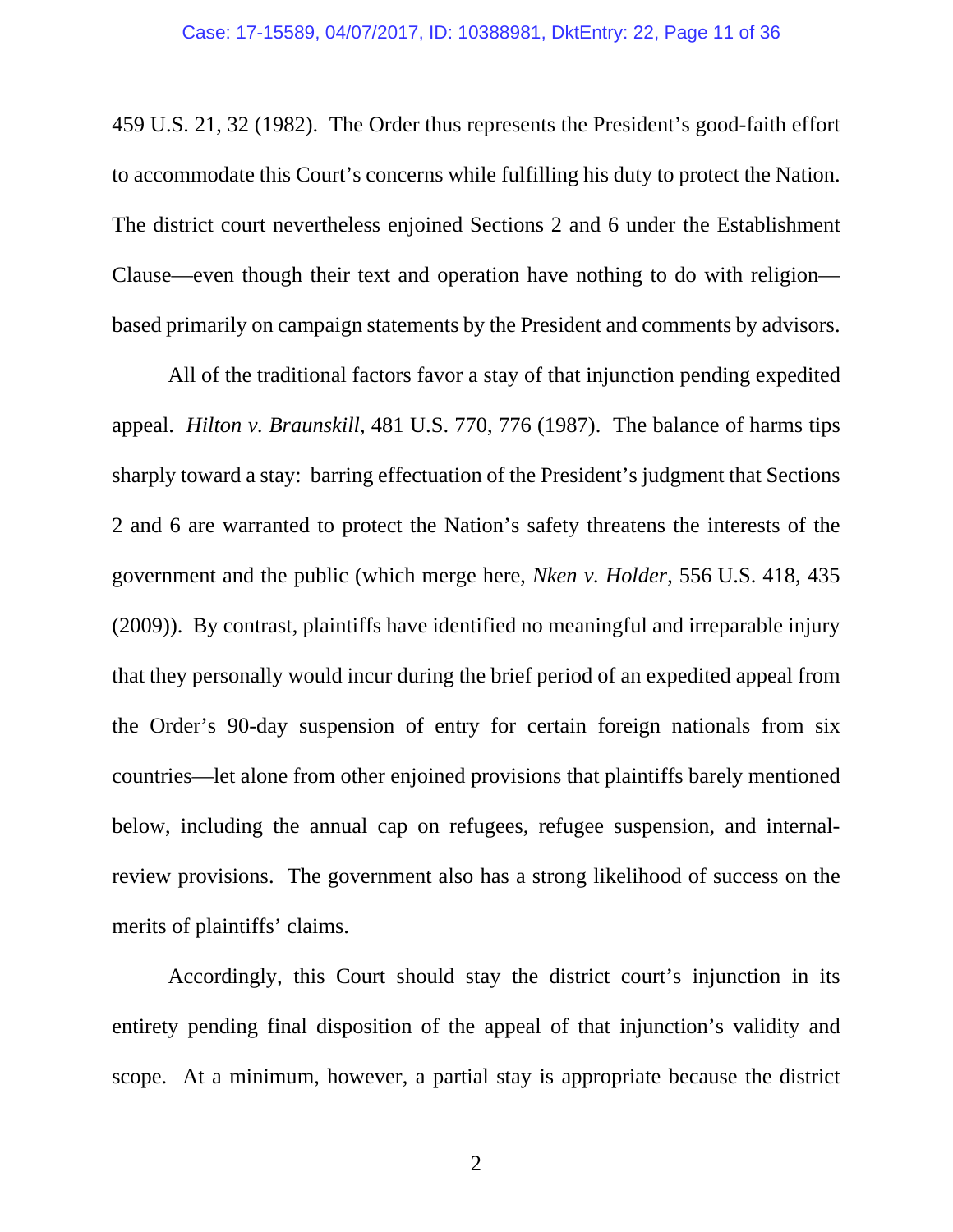459 U.S. 21, 32 (1982). The Order thus represents the President's good-faith effort to accommodate this Court's concerns while fulfilling his duty to protect the Nation. The district court nevertheless enjoined Sections 2 and 6 under the Establishment Clause—even though their text and operation have nothing to do with religion—based primarily on campaign statements by the President and comments by advisors.

All of the traditional factors favor a stay of that injunction pending expedited appeal. *Hilton v. Braunskill*, 481 U.S. 770, 776 (1987). The balance of harms tips sharply toward a stay: barring effectuation of the President's judgment that Sections 2 and 6 are warranted to protect the Nation's safety threatens the interests of the government and the public (which merge here, *Nken v. Holder*, 556 U.S. 418, 435 (2009)). By contrast, plaintiffs have identified no meaningful and irreparable injury that they personally would incur during the brief period of an expedited appeal from the Order's 90-day suspension of entry for certain foreign nationals from six countries—let alone from other enjoined provisions that plaintiffs barely mentioned below, including the annual cap on refugees, refugee suspension, and internal-review provisions. The government also has a strong likelihood of success on the merits of plaintiffs' claims.

Accordingly, this Court should stay the district court's injunction in its entirety pending final disposition of the appeal of that injunction's validity and scope. At a minimum, however, a partial stay is appropriate because the district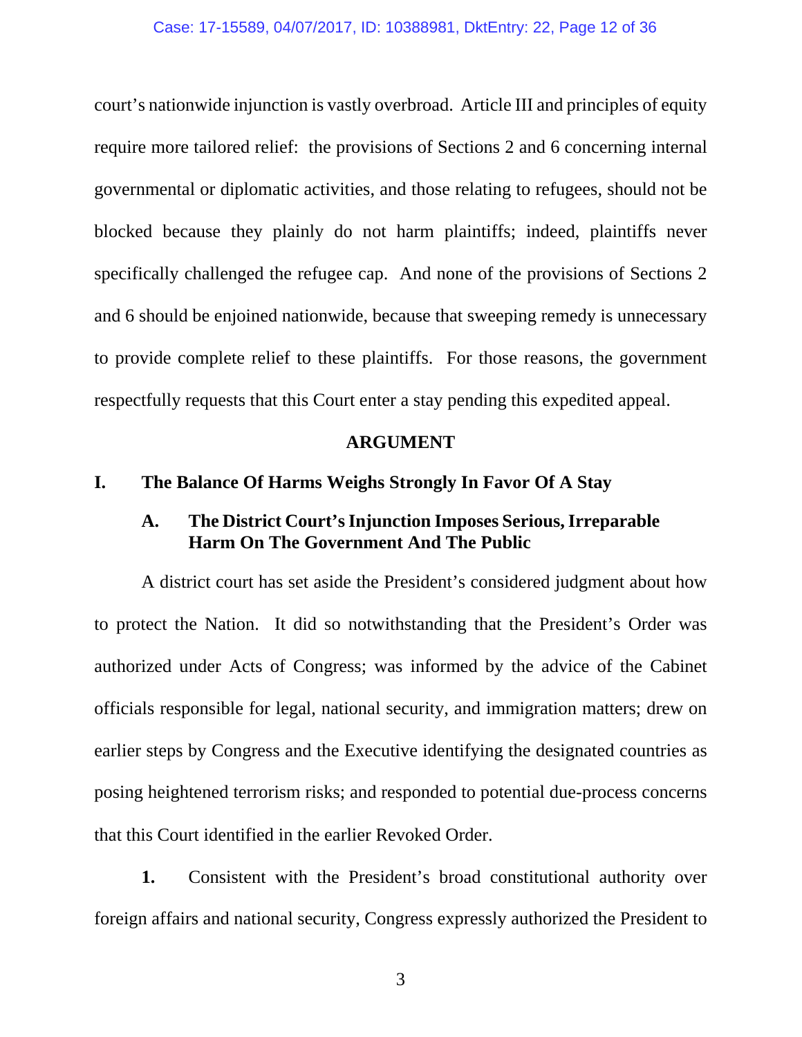court's nationwide injunction is vastly overbroad. Article III and principles of equity require more tailored relief: the provisions of Sections 2 and 6 concerning internal governmental or diplomatic activities, and those relating to refugees, should not be blocked because they plainly do not harm plaintiffs; indeed, plaintiffs never specifically challenged the refugee cap. And none of the provisions of Sections 2 and 6 should be enjoined nationwide, because that sweeping remedy is unnecessary to provide complete relief to these plaintiffs. For those reasons, the government respectfully requests that this Court enter a stay pending this expedited appeal.

## ARGUMENT

### I. The Balance Of Harms Weighs Strongly In Favor Of A Stay

#### A. The District Court's Injunction Imposes Serious, Irreparable Harm On The Government And The Public

A district court has set aside the President's considered judgment about how to protect the Nation. It did so notwithstanding that the President's Order was authorized under Acts of Congress; was informed by the advice of the Cabinet officials responsible for legal, national security, and immigration matters; drew on earlier steps by Congress and the Executive identifying the designated countries as posing heightened terrorism risks; and responded to potential due-process concerns that this Court identified in the earlier Revoked Order.

**1.** Consistent with the President's broad constitutional authority over foreign affairs and national security, Congress expressly authorized the President to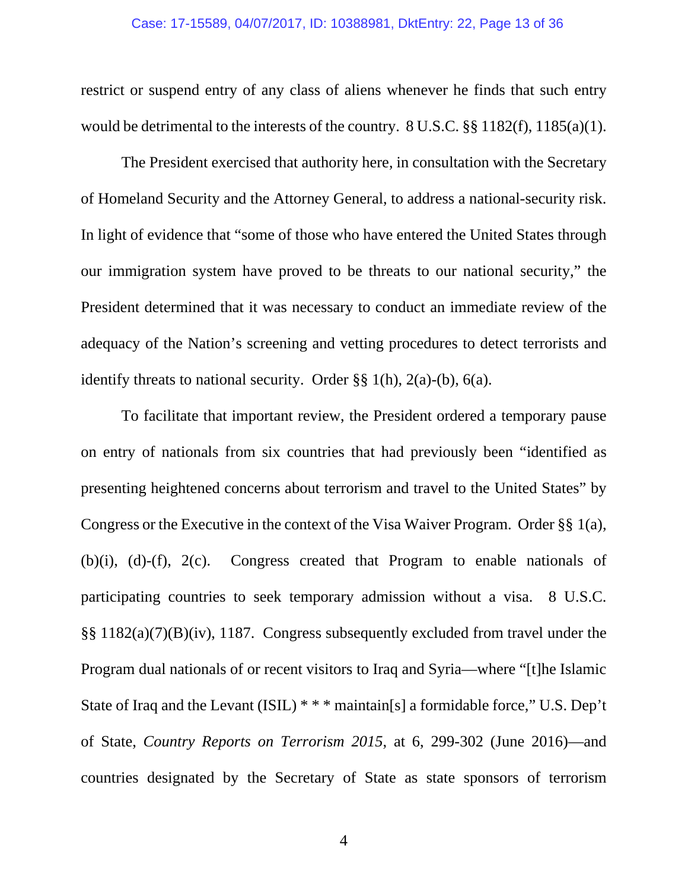restrict or suspend entry of any class of aliens whenever he finds that such entry would be detrimental to the interests of the country. 8 U.S.C. §§ 1182(f), 1185(a)(1).

The President exercised that authority here, in consultation with the Secretary of Homeland Security and the Attorney General, to address a national-security risk. In light of evidence that "some of those who have entered the United States through our immigration system have proved to be threats to our national security," the President determined that it was necessary to conduct an immediate review of the adequacy of the Nation's screening and vetting procedures to detect terrorists and identify threats to national security. Order §§ 1(h), 2(a)-(b), 6(a).

To facilitate that important review, the President ordered a temporary pause on entry of nationals from six countries that had previously been "identified as presenting heightened concerns about terrorism and travel to the United States" by Congress or the Executive in the context of the Visa Waiver Program. Order §§ 1(a), (b)(i), (d)-(f), 2(c). Congress created that Program to enable nationals of participating countries to seek temporary admission without a visa. 8 U.S.C. §§ 1182(a)(7)(B)(iv), 1187. Congress subsequently excluded from travel under the Program dual nationals of or recent visitors to Iraq and Syria—where "[t]he Islamic State of Iraq and the Levant (ISIL) * * * maintain[s] a formidable force," U.S. Dep't of State, *Country Reports on Terrorism 2015*, at 6, 299-302 (June 2016)—and countries designated by the Secretary of State as state sponsors of terrorism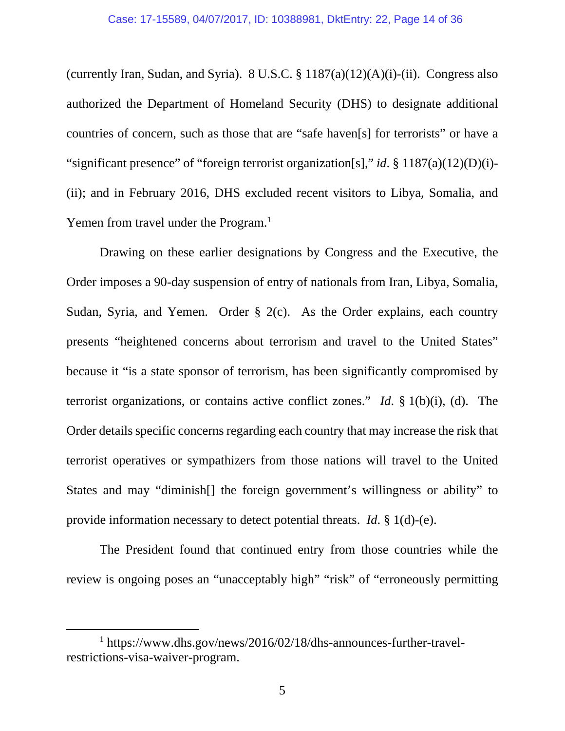(currently Iran, Sudan, and Syria). 8 U.S.C. § 1187(a)(12)(A)(i)-(ii). Congress also authorized the Department of Homeland Security (DHS) to designate additional countries of concern, such as those that are "safe haven[s] for terrorists" or have a "significant presence" of "foreign terrorist organization[s]," *id*. § 1187(a)(12)(D)(i)-(ii); and in February 2016, DHS excluded recent visitors to Libya, Somalia, and Yemen from travel under the Program.[1]

Drawing on these earlier designations by Congress and the Executive, the Order imposes a 90-day suspension of entry of nationals from Iran, Libya, Somalia, Sudan, Syria, and Yemen. Order § 2(c). As the Order explains, each country presents "heightened concerns about terrorism and travel to the United States" because it "is a state sponsor of terrorism, has been significantly compromised by terrorist organizations, or contains active conflict zones." *Id.* § 1(b)(i), (d). The Order details specific concerns regarding each country that may increase the risk that terrorist operatives or sympathizers from those nations will travel to the United States and may "diminish[] the foreign government's willingness or ability" to provide information necessary to detect potential threats. *Id*. § 1(d)-(e).

The President found that continued entry from those countries while the review is ongoing poses an "unacceptably high" "risk" of "erroneously permitting

[1] https://www.dhs.gov/news/2016/02/18/dhs-announces-further-travel-restrictions-visa-waiver-program.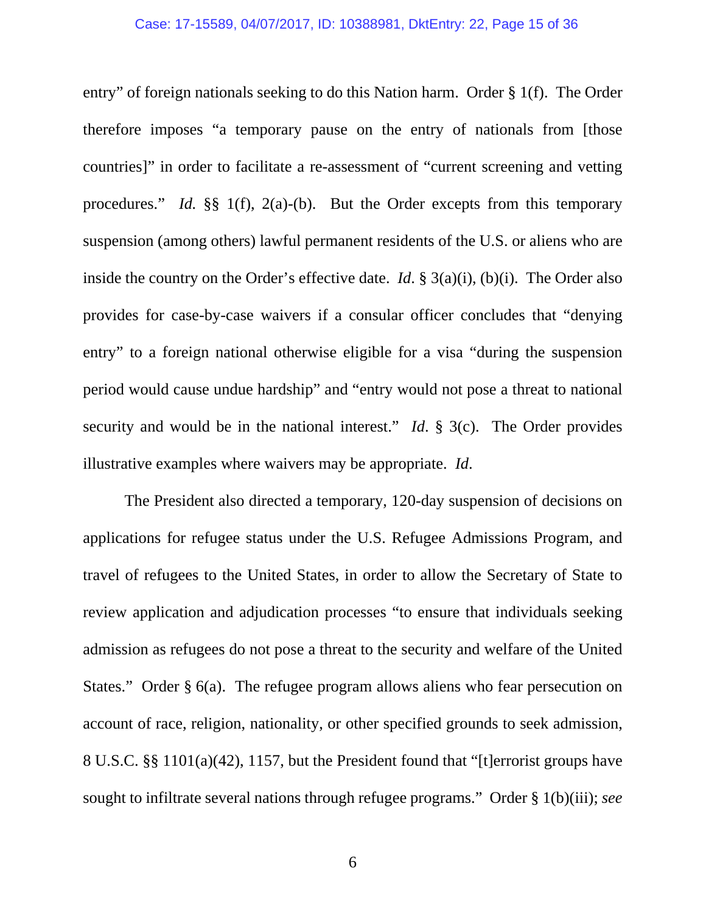entry" of foreign nationals seeking to do this Nation harm. Order § 1(f). The Order therefore imposes "a temporary pause on the entry of nationals from [those countries]" in order to facilitate a re-assessment of "current screening and vetting procedures." *Id.* §§ 1(f), 2(a)-(b). But the Order excepts from this temporary suspension (among others) lawful permanent residents of the U.S. or aliens who are inside the country on the Order's effective date. *Id*. § 3(a)(i), (b)(i). The Order also provides for case-by-case waivers if a consular officer concludes that "denying entry" to a foreign national otherwise eligible for a visa "during the suspension period would cause undue hardship" and "entry would not pose a threat to national security and would be in the national interest." *Id*. § 3(c). The Order provides illustrative examples where waivers may be appropriate. *Id*.

The President also directed a temporary, 120-day suspension of decisions on applications for refugee status under the U.S. Refugee Admissions Program, and travel of refugees to the United States, in order to allow the Secretary of State to review application and adjudication processes "to ensure that individuals seeking admission as refugees do not pose a threat to the security and welfare of the United States." Order § 6(a). The refugee program allows aliens who fear persecution on account of race, religion, nationality, or other specified grounds to seek admission, 8 U.S.C. §§ 1101(a)(42), 1157, but the President found that "[t]errorist groups have sought to infiltrate several nations through refugee programs." Order § 1(b)(iii); *see*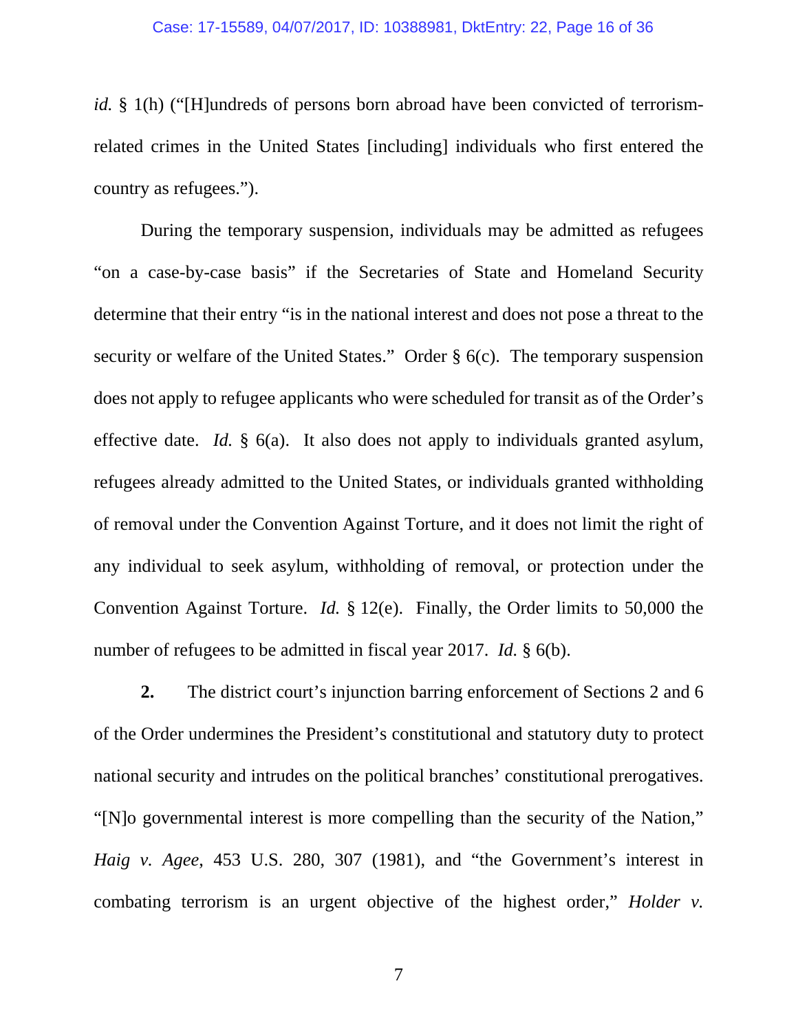*id.* § 1(h) ("[H]undreds of persons born abroad have been convicted of terrorism-related crimes in the United States [including] individuals who first entered the country as refugees.").

During the temporary suspension, individuals may be admitted as refugees "on a case-by-case basis" if the Secretaries of State and Homeland Security determine that their entry "is in the national interest and does not pose a threat to the security or welfare of the United States." Order § 6(c). The temporary suspension does not apply to refugee applicants who were scheduled for transit as of the Order's effective date. *Id.* § 6(a). It also does not apply to individuals granted asylum, refugees already admitted to the United States, or individuals granted withholding of removal under the Convention Against Torture, and it does not limit the right of any individual to seek asylum, withholding of removal, or protection under the Convention Against Torture. *Id.* § 12(e). Finally, the Order limits to 50,000 the number of refugees to be admitted in fiscal year 2017. *Id.* § 6(b).

**2.** The district court's injunction barring enforcement of Sections 2 and 6 of the Order undermines the President's constitutional and statutory duty to protect national security and intrudes on the political branches' constitutional prerogatives. "[N]o governmental interest is more compelling than the security of the Nation," *Haig v. Agee*, 453 U.S. 280, 307 (1981), and "the Government's interest in combating terrorism is an urgent objective of the highest order," *Holder v.*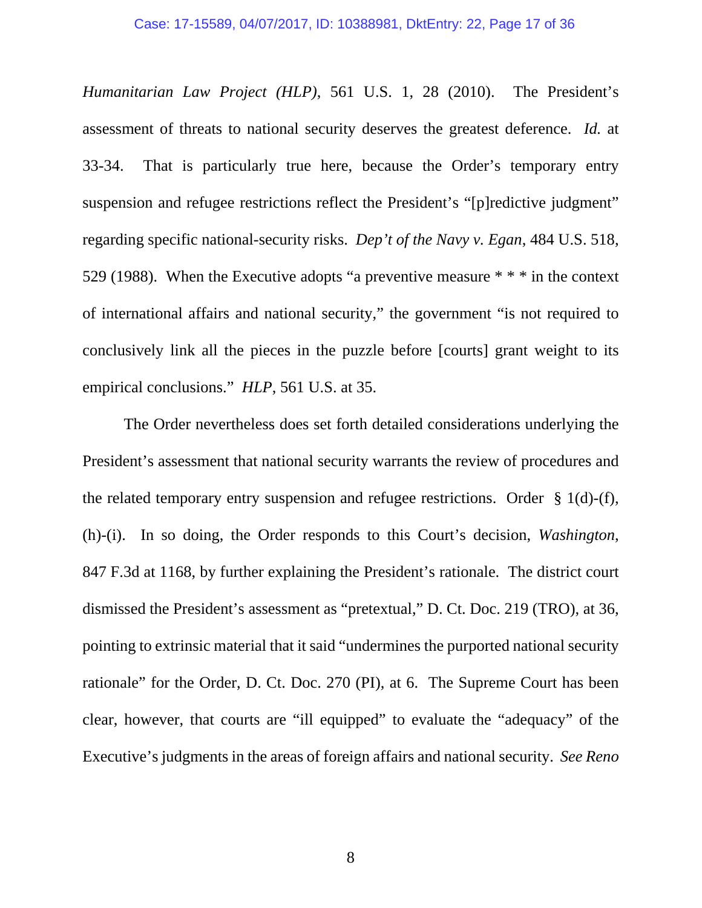*Humanitarian Law Project (HLP)*, 561 U.S. 1, 28 (2010). The President's assessment of threats to national security deserves the greatest deference. *Id.* at 33-34. That is particularly true here, because the Order's temporary entry suspension and refugee restrictions reflect the President's "[p]redictive judgment" regarding specific national-security risks. *Dep't of the Navy v. Egan*, 484 U.S. 518, 529 (1988). When the Executive adopts "a preventive measure * * * in the context of international affairs and national security," the government "is not required to conclusively link all the pieces in the puzzle before [courts] grant weight to its empirical conclusions." *HLP*, 561 U.S. at 35.

The Order nevertheless does set forth detailed considerations underlying the President's assessment that national security warrants the review of procedures and the related temporary entry suspension and refugee restrictions. Order § 1(d)-(f), (h)-(i). In so doing, the Order responds to this Court's decision, *Washington*, 847 F.3d at 1168, by further explaining the President's rationale. The district court dismissed the President's assessment as "pretextual," D. Ct. Doc. 219 (TRO), at 36, pointing to extrinsic material that it said "undermines the purported national security rationale" for the Order, D. Ct. Doc. 270 (PI), at 6. The Supreme Court has been clear, however, that courts are "ill equipped" to evaluate the "adequacy" of the Executive's judgments in the areas of foreign affairs and national security. *See Reno*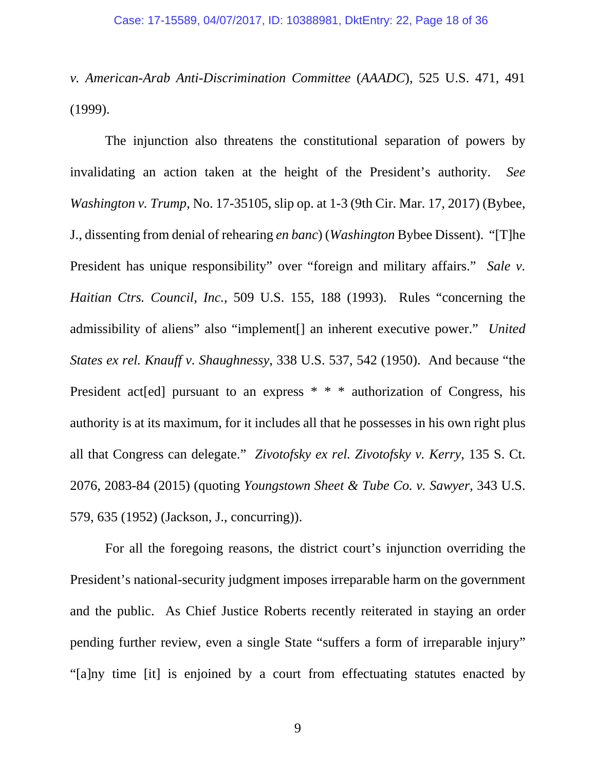*v. American-Arab Anti-Discrimination Committee* (*AAADC*), 525 U.S. 471, 491 (1999).

The injunction also threatens the constitutional separation of powers by invalidating an action taken at the height of the President's authority. *See Washington v. Trump*, No. 17-35105, slip op. at 1-3 (9th Cir. Mar. 17, 2017) (Bybee, J., dissenting from denial of rehearing *en banc*) (*Washington* Bybee Dissent). "[T]he President has unique responsibility" over "foreign and military affairs." *Sale v. Haitian Ctrs. Council, Inc.*, 509 U.S. 155, 188 (1993). Rules "concerning the admissibility of aliens" also "implement[] an inherent executive power." *United States ex rel. Knauff v. Shaughnessy*, 338 U.S. 537, 542 (1950). And because "the President act[ed] pursuant to an express * * * authorization of Congress, his authority is at its maximum, for it includes all that he possesses in his own right plus all that Congress can delegate." *Zivotofsky ex rel. Zivotofsky v. Kerry*, 135 S. Ct. 2076, 2083-84 (2015) (quoting *Youngstown Sheet & Tube Co. v. Sawyer*, 343 U.S. 579, 635 (1952) (Jackson, J., concurring)).

For all the foregoing reasons, the district court's injunction overriding the President's national-security judgment imposes irreparable harm on the government and the public. As Chief Justice Roberts recently reiterated in staying an order pending further review, even a single State "suffers a form of irreparable injury" "[a]ny time [it] is enjoined by a court from effectuating statutes enacted by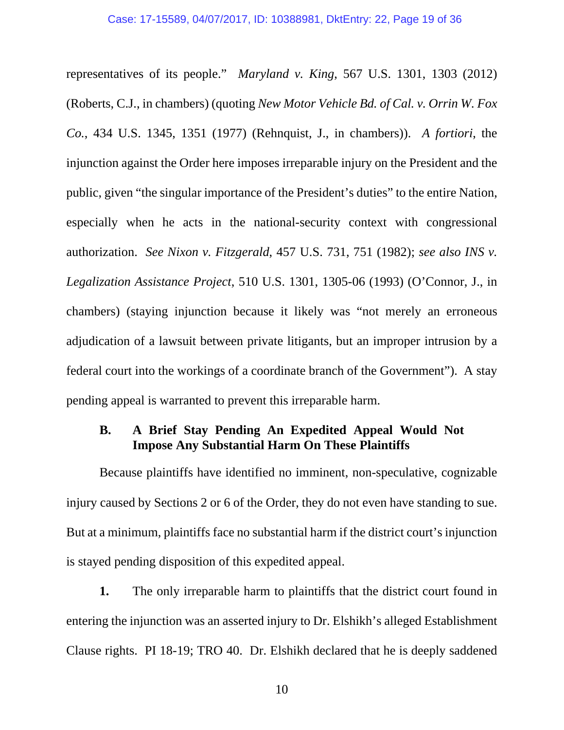representatives of its people." *Maryland v. King*, 567 U.S. 1301, 1303 (2012) (Roberts, C.J., in chambers) (quoting *New Motor Vehicle Bd. of Cal. v. Orrin W. Fox Co.*, 434 U.S. 1345, 1351 (1977) (Rehnquist, J., in chambers)). *A fortiori*, the injunction against the Order here imposes irreparable injury on the President and the public, given "the singular importance of the President's duties" to the entire Nation, especially when he acts in the national-security context with congressional authorization. *See Nixon v. Fitzgerald*, 457 U.S. 731, 751 (1982); *see also INS v. Legalization Assistance Project*, 510 U.S. 1301, 1305-06 (1993) (O'Connor, J., in chambers) (staying injunction because it likely was "not merely an erroneous adjudication of a lawsuit between private litigants, but an improper intrusion by a federal court into the workings of a coordinate branch of the Government"). A stay pending appeal is warranted to prevent this irreparable harm.

### B. A Brief Stay Pending An Expedited Appeal Would Not Impose Any Substantial Harm On These Plaintiffs

Because plaintiffs have identified no imminent, non-speculative, cognizable injury caused by Sections 2 or 6 of the Order, they do not even have standing to sue. But at a minimum, plaintiffs face no substantial harm if the district court's injunction is stayed pending disposition of this expedited appeal.

**1.** The only irreparable harm to plaintiffs that the district court found in entering the injunction was an asserted injury to Dr. Elshikh's alleged Establishment Clause rights. PI 18-19; TRO 40. Dr. Elshikh declared that he is deeply saddened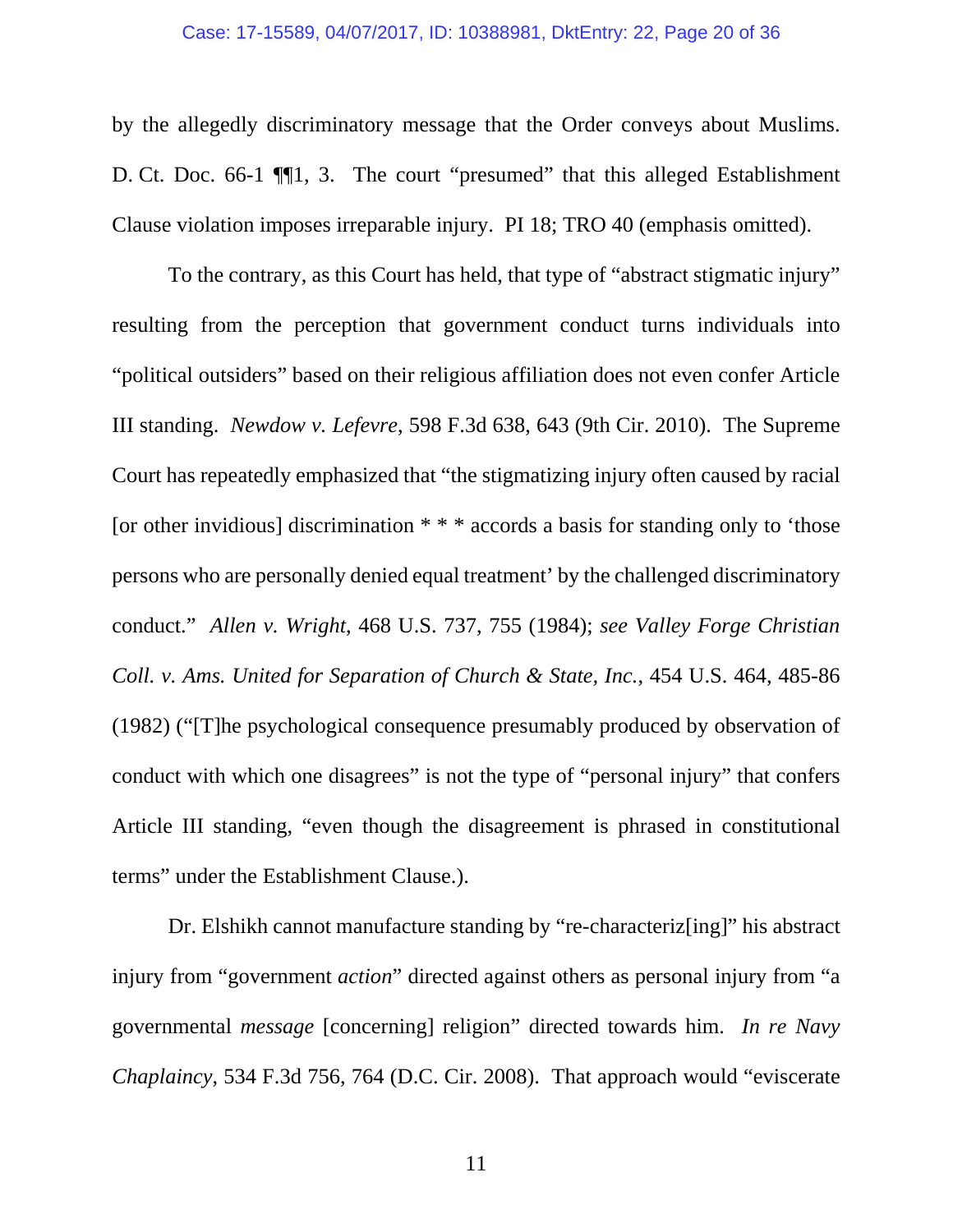by the allegedly discriminatory message that the Order conveys about Muslims. D. Ct. Doc. 66-1 ¶¶1, 3. The court "presumed" that this alleged Establishment Clause violation imposes irreparable injury. PI 18; TRO 40 (emphasis omitted).

To the contrary, as this Court has held, that type of "abstract stigmatic injury" resulting from the perception that government conduct turns individuals into "political outsiders" based on their religious affiliation does not even confer Article III standing. *Newdow v. Lefevre*, 598 F.3d 638, 643 (9th Cir. 2010). The Supreme Court has repeatedly emphasized that "the stigmatizing injury often caused by racial [or other invidious] discrimination * * * accords a basis for standing only to 'those persons who are personally denied equal treatment' by the challenged discriminatory conduct." *Allen v. Wright*, 468 U.S. 737, 755 (1984); *see Valley Forge Christian Coll. v. Ams. United for Separation of Church & State, Inc.*, 454 U.S. 464, 485-86 (1982) ("[T]he psychological consequence presumably produced by observation of conduct with which one disagrees" is not the type of "personal injury" that confers Article III standing, "even though the disagreement is phrased in constitutional terms" under the Establishment Clause.).

Dr. Elshikh cannot manufacture standing by "re-characteriz[ing]" his abstract injury from "government *action*" directed against others as personal injury from "a governmental *message* [concerning] religion" directed towards him. *In re Navy Chaplaincy*, 534 F.3d 756, 764 (D.C. Cir. 2008). That approach would "eviscerate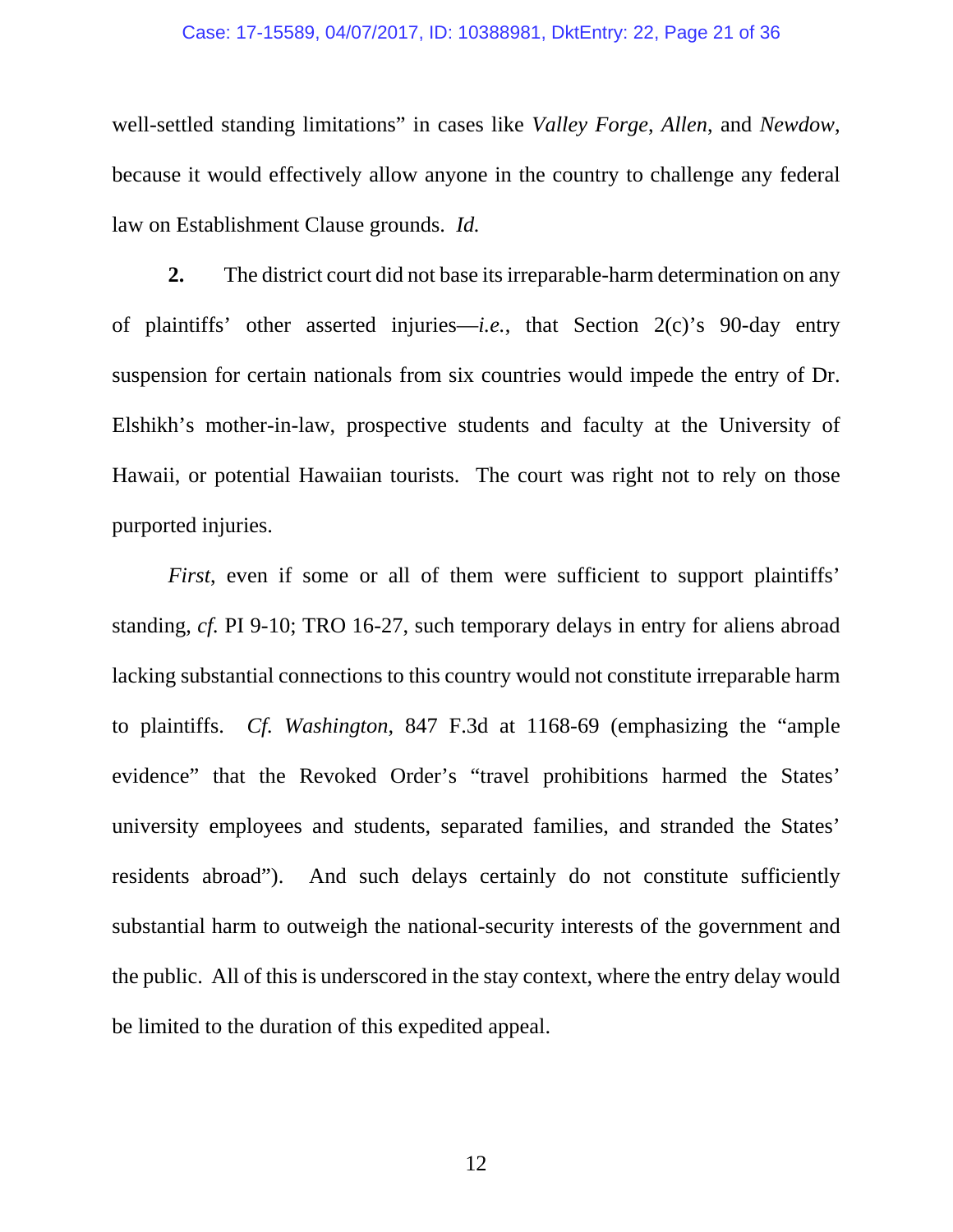well-settled standing limitations" in cases like *Valley Forge*, *Allen*, and *Newdow*, because it would effectively allow anyone in the country to challenge any federal law on Establishment Clause grounds. *Id.*

**2.** The district court did not base its irreparable-harm determination on any of plaintiffs' other asserted injuries—*i.e.*, that Section 2(c)'s 90-day entry suspension for certain nationals from six countries would impede the entry of Dr. Elshikh's mother-in-law, prospective students and faculty at the University of Hawaii, or potential Hawaiian tourists. The court was right not to rely on those purported injuries.

*First*, even if some or all of them were sufficient to support plaintiffs' standing, *cf.* PI 9-10; TRO 16-27, such temporary delays in entry for aliens abroad lacking substantial connections to this country would not constitute irreparable harm to plaintiffs. *Cf. Washington*, 847 F.3d at 1168-69 (emphasizing the "ample evidence" that the Revoked Order's "travel prohibitions harmed the States' university employees and students, separated families, and stranded the States' residents abroad"). And such delays certainly do not constitute sufficiently substantial harm to outweigh the national-security interests of the government and the public. All of this is underscored in the stay context, where the entry delay would be limited to the duration of this expedited appeal.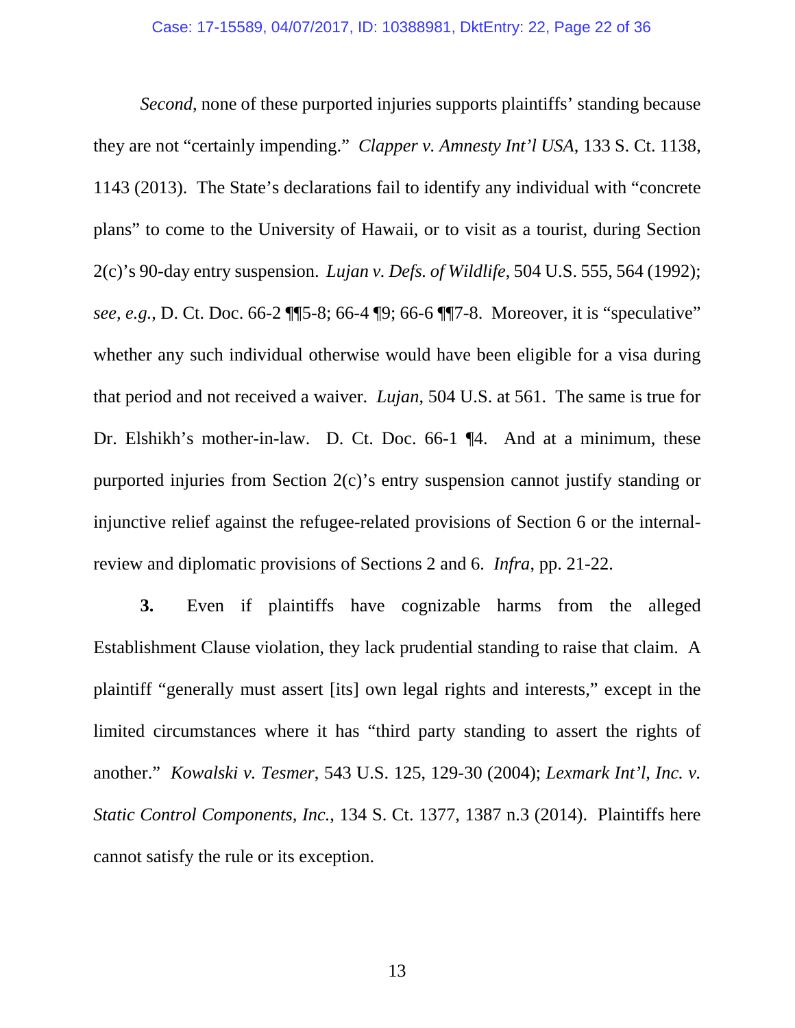*Second*, none of these purported injuries supports plaintiffs' standing because they are not "certainly impending." *Clapper v. Amnesty Int'l USA*, 133 S. Ct. 1138, 1143 (2013). The State's declarations fail to identify any individual with "concrete plans" to come to the University of Hawaii, or to visit as a tourist, during Section 2(c)'s 90-day entry suspension. *Lujan v. Defs. of Wildlife*, 504 U.S. 555, 564 (1992); *see, e.g.*, D. Ct. Doc. 66-2 ¶¶5-8; 66-4 ¶9; 66-6 ¶¶7-8. Moreover, it is "speculative" whether any such individual otherwise would have been eligible for a visa during that period and not received a waiver. *Lujan*, 504 U.S. at 561. The same is true for Dr. Elshikh's mother-in-law. D. Ct. Doc. 66-1 ¶4. And at a minimum, these purported injuries from Section 2(c)'s entry suspension cannot justify standing or injunctive relief against the refugee-related provisions of Section 6 or the internal-review and diplomatic provisions of Sections 2 and 6. *Infra*, pp. 21-22.

**3.** Even if plaintiffs have cognizable harms from the alleged Establishment Clause violation, they lack prudential standing to raise that claim. A plaintiff "generally must assert [its] own legal rights and interests," except in the limited circumstances where it has "third party standing to assert the rights of another." *Kowalski v. Tesmer*, 543 U.S. 125, 129-30 (2004); *Lexmark Int'l, Inc. v. Static Control Components, Inc.*, 134 S. Ct. 1377, 1387 n.3 (2014). Plaintiffs here cannot satisfy the rule or its exception.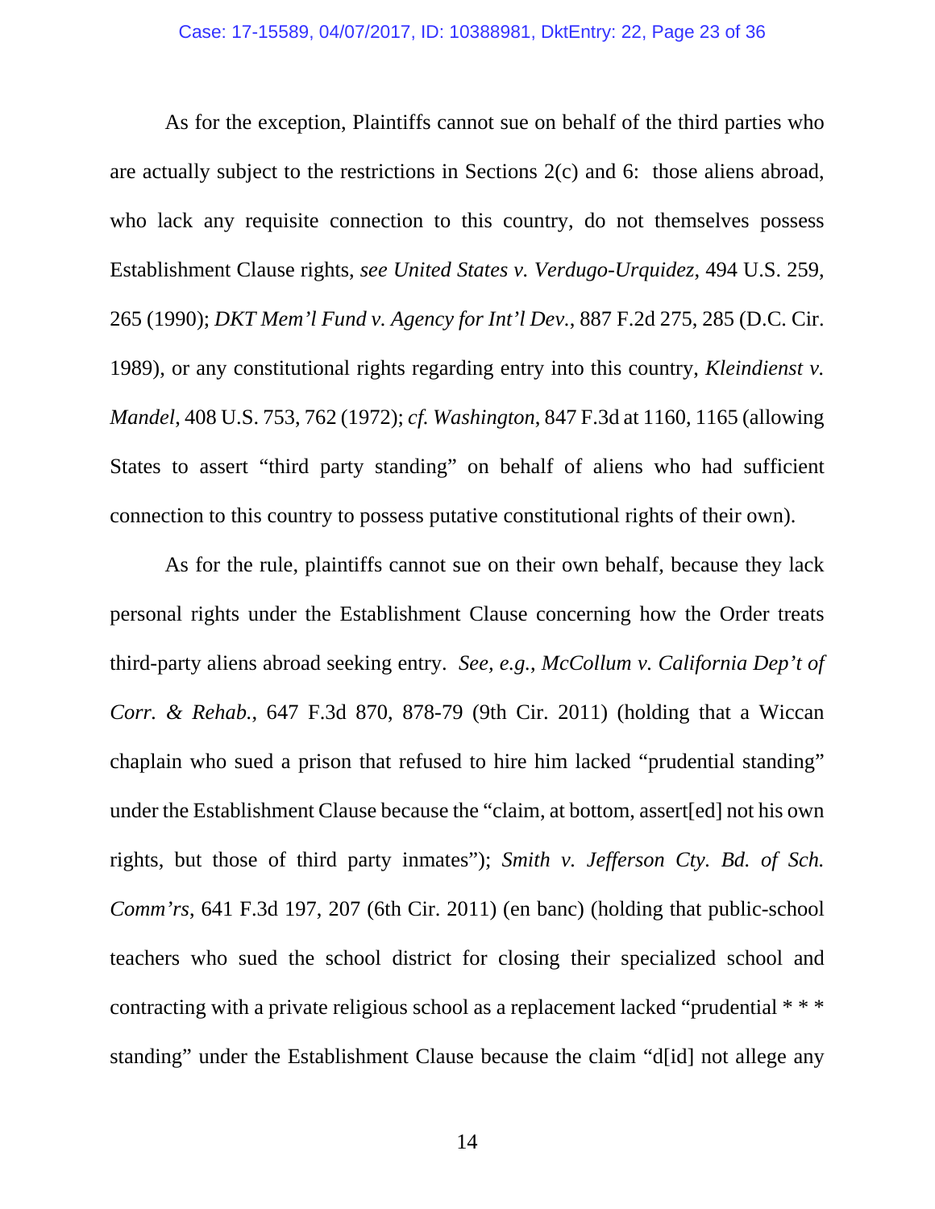As for the exception, Plaintiffs cannot sue on behalf of the third parties who are actually subject to the restrictions in Sections 2(c) and 6: those aliens abroad, who lack any requisite connection to this country, do not themselves possess Establishment Clause rights, *see United States v. Verdugo-Urquidez*, 494 U.S. 259, 265 (1990); *DKT Mem'l Fund v. Agency for Int'l Dev.*, 887 F.2d 275, 285 (D.C. Cir. 1989), or any constitutional rights regarding entry into this country, *Kleindienst v. Mandel*, 408 U.S. 753, 762 (1972); *cf. Washington*, 847 F.3d at 1160, 1165 (allowing States to assert "third party standing" on behalf of aliens who had sufficient connection to this country to possess putative constitutional rights of their own).

As for the rule, plaintiffs cannot sue on their own behalf, because they lack personal rights under the Establishment Clause concerning how the Order treats third-party aliens abroad seeking entry. *See, e.g.*, *McCollum v. California Dep't of Corr. & Rehab.*, 647 F.3d 870, 878-79 (9th Cir. 2011) (holding that a Wiccan chaplain who sued a prison that refused to hire him lacked "prudential standing" under the Establishment Clause because the "claim, at bottom, assert[ed] not his own rights, but those of third party inmates"); *Smith v. Jefferson Cty. Bd. of Sch. Comm'rs*, 641 F.3d 197, 207 (6th Cir. 2011) (en banc) (holding that public-school teachers who sued the school district for closing their specialized school and contracting with a private religious school as a replacement lacked "prudential * * * standing" under the Establishment Clause because the claim "d[id] not allege any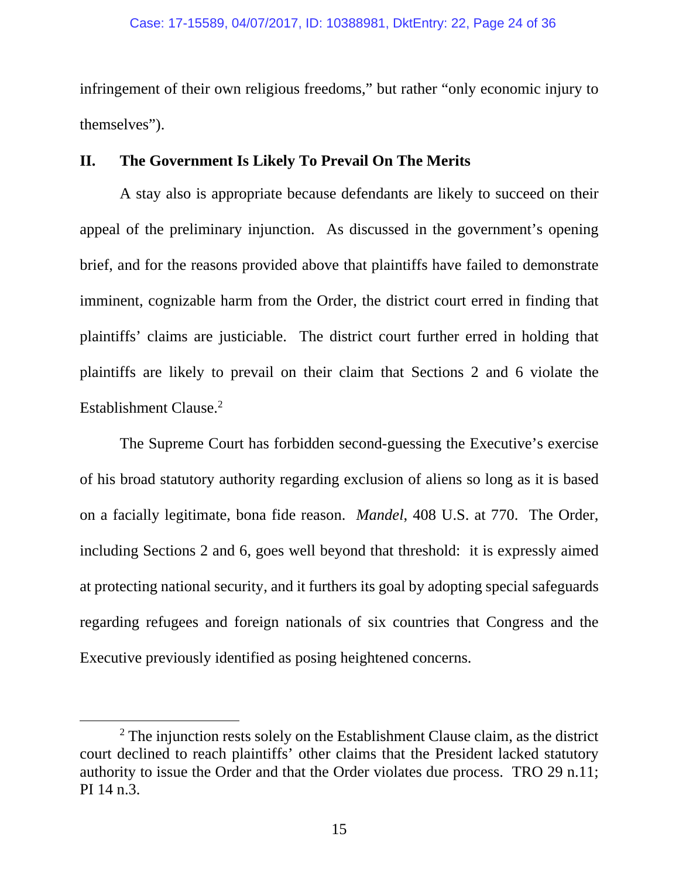infringement of their own religious freedoms," but rather "only economic injury to themselves").

## II. The Government Is Likely To Prevail On The Merits

A stay also is appropriate because defendants are likely to succeed on their appeal of the preliminary injunction. As discussed in the government's opening brief, and for the reasons provided above that plaintiffs have failed to demonstrate imminent, cognizable harm from the Order, the district court erred in finding that plaintiffs' claims are justiciable. The district court further erred in holding that plaintiffs are likely to prevail on their claim that Sections 2 and 6 violate the Establishment Clause.[2]

The Supreme Court has forbidden second-guessing the Executive's exercise of his broad statutory authority regarding exclusion of aliens so long as it is based on a facially legitimate, bona fide reason. *Mandel*, 408 U.S. at 770. The Order, including Sections 2 and 6, goes well beyond that threshold: it is expressly aimed at protecting national security, and it furthers its goal by adopting special safeguards regarding refugees and foreign nationals of six countries that Congress and the Executive previously identified as posing heightened concerns.

---

[2] The injunction rests solely on the Establishment Clause claim, as the district court declined to reach plaintiffs' other claims that the President lacked statutory authority to issue the Order and that the Order violates due process. TRO 29 n.11; PI 14 n.3.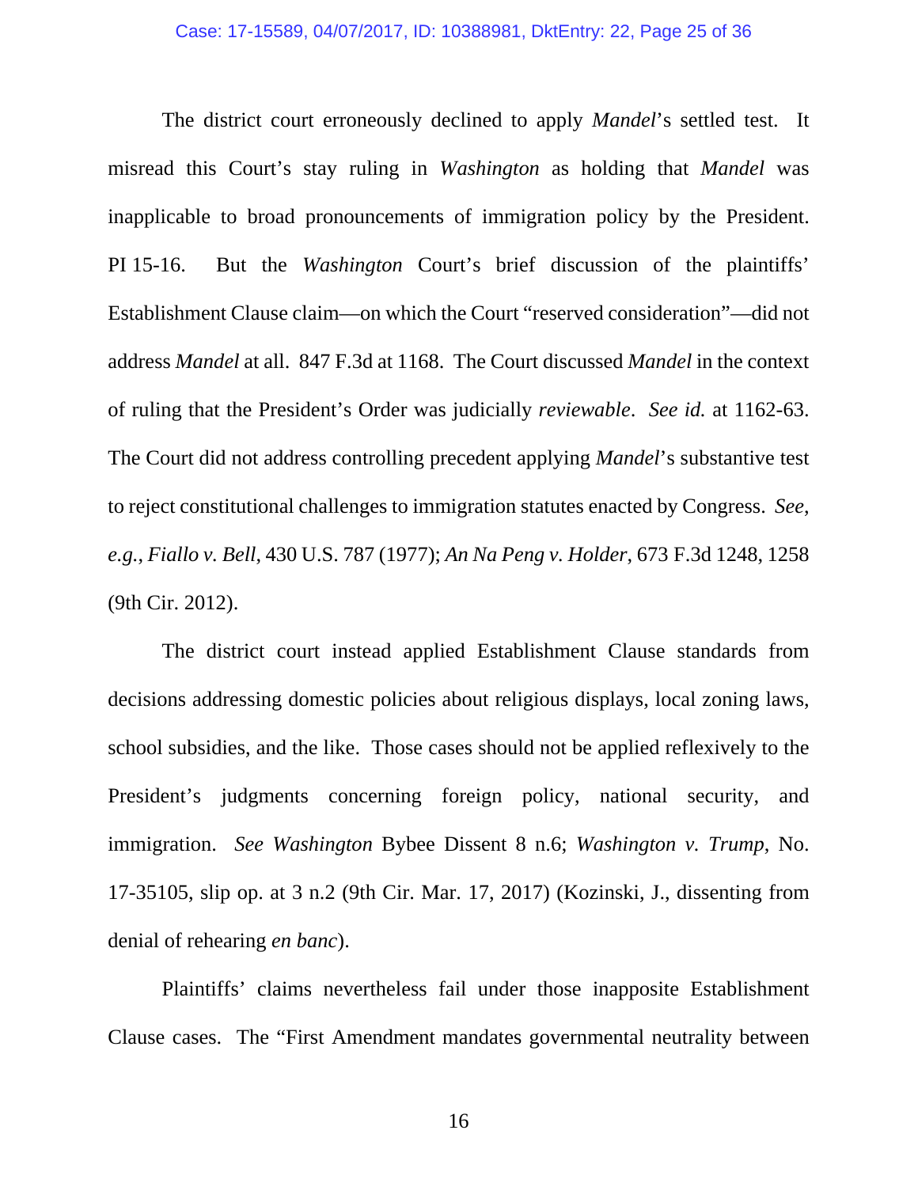The district court erroneously declined to apply *Mandel*'s settled test. It misread this Court's stay ruling in *Washington* as holding that *Mandel* was inapplicable to broad pronouncements of immigration policy by the President. PI 15-16. But the *Washington* Court's brief discussion of the plaintiffs' Establishment Clause claim—on which the Court "reserved consideration"—did not address *Mandel* at all. 847 F.3d at 1168. The Court discussed *Mandel* in the context of ruling that the President's Order was judicially *reviewable*. *See id.* at 1162-63. The Court did not address controlling precedent applying *Mandel*'s substantive test to reject constitutional challenges to immigration statutes enacted by Congress. *See, e.g.*, *Fiallo v. Bell*, 430 U.S. 787 (1977); *An Na Peng v. Holder*, 673 F.3d 1248, 1258 (9th Cir. 2012).

The district court instead applied Establishment Clause standards from decisions addressing domestic policies about religious displays, local zoning laws, school subsidies, and the like. Those cases should not be applied reflexively to the President's judgments concerning foreign policy, national security, and immigration. *See Washington* Bybee Dissent 8 n.6; *Washington v. Trump*, No. 17-35105, slip op. at 3 n.2 (9th Cir. Mar. 17, 2017) (Kozinski, J., dissenting from denial of rehearing *en banc*).

Plaintiffs' claims nevertheless fail under those inapposite Establishment Clause cases. The "First Amendment mandates governmental neutrality between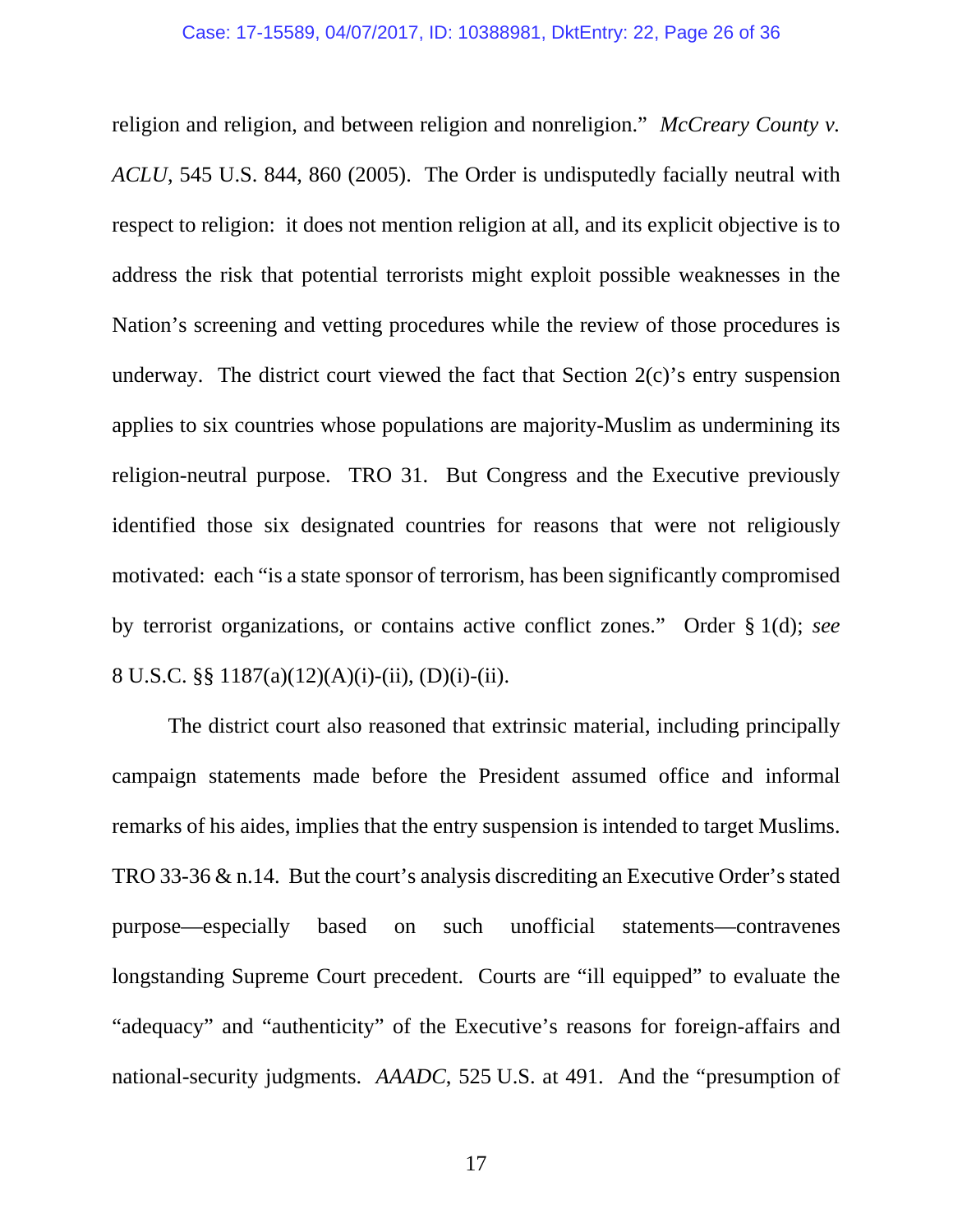religion and religion, and between religion and nonreligion." *McCreary County v. ACLU*, 545 U.S. 844, 860 (2005). The Order is undisputedly facially neutral with respect to religion: it does not mention religion at all, and its explicit objective is to address the risk that potential terrorists might exploit possible weaknesses in the Nation's screening and vetting procedures while the review of those procedures is underway. The district court viewed the fact that Section 2(c)'s entry suspension applies to six countries whose populations are majority-Muslim as undermining its religion-neutral purpose. TRO 31. But Congress and the Executive previously identified those six designated countries for reasons that were not religiously motivated: each "is a state sponsor of terrorism, has been significantly compromised by terrorist organizations, or contains active conflict zones." Order § 1(d); *see* 8 U.S.C. §§ 1187(a)(12)(A)(i)-(ii), (D)(i)-(ii).

The district court also reasoned that extrinsic material, including principally campaign statements made before the President assumed office and informal remarks of his aides, implies that the entry suspension is intended to target Muslims. TRO 33-36 & n.14. But the court's analysis discrediting an Executive Order's stated purpose—especially based on such unofficial statements—contravenes longstanding Supreme Court precedent. Courts are "ill equipped" to evaluate the "adequacy" and "authenticity" of the Executive's reasons for foreign-affairs and national-security judgments. *AAADC*, 525 U.S. at 491. And the "presumption of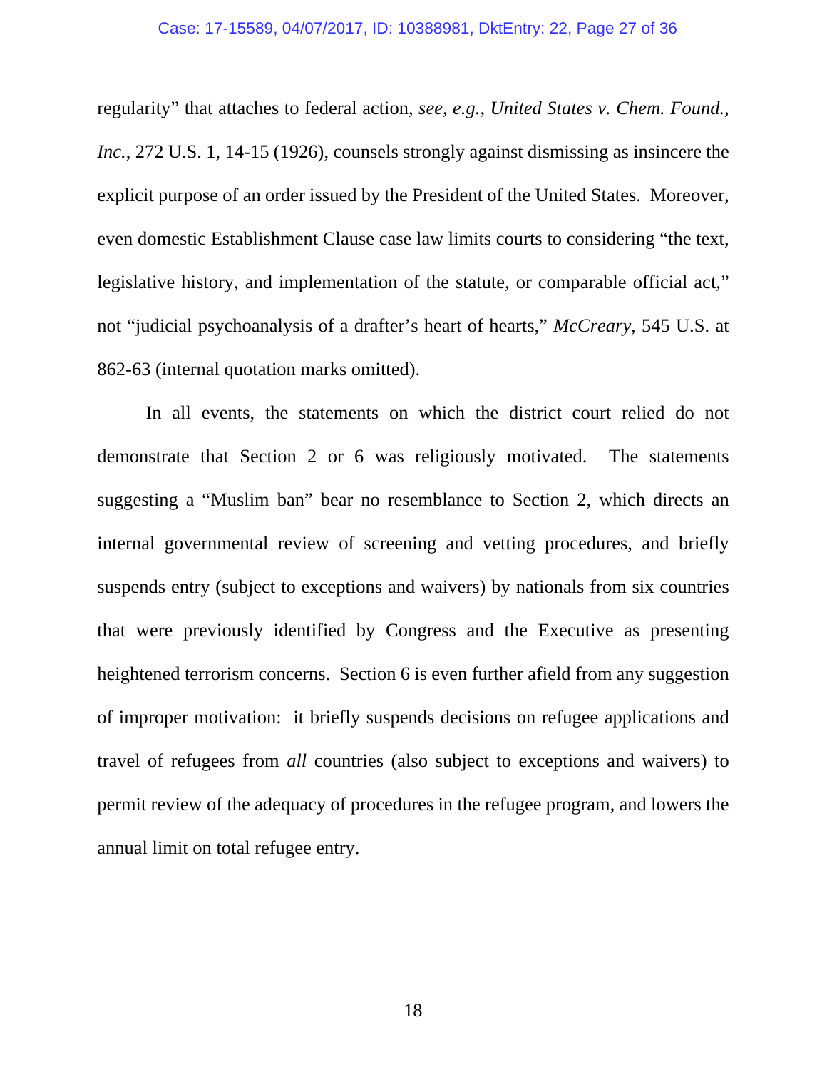regularity" that attaches to federal action, *see*, *e.g.*, *United States v. Chem. Found., Inc.*, 272 U.S. 1, 14-15 (1926), counsels strongly against dismissing as insincere the explicit purpose of an order issued by the President of the United States. Moreover, even domestic Establishment Clause case law limits courts to considering "the text, legislative history, and implementation of the statute, or comparable official act," not "judicial psychoanalysis of a drafter's heart of hearts," *McCreary*, 545 U.S. at 862-63 (internal quotation marks omitted).

In all events, the statements on which the district court relied do not demonstrate that Section 2 or 6 was religiously motivated. The statements suggesting a "Muslim ban" bear no resemblance to Section 2, which directs an internal governmental review of screening and vetting procedures, and briefly suspends entry (subject to exceptions and waivers) by nationals from six countries that were previously identified by Congress and the Executive as presenting heightened terrorism concerns. Section 6 is even further afield from any suggestion of improper motivation: it briefly suspends decisions on refugee applications and travel of refugees from *all* countries (also subject to exceptions and waivers) to permit review of the adequacy of procedures in the refugee program, and lowers the annual limit on total refugee entry.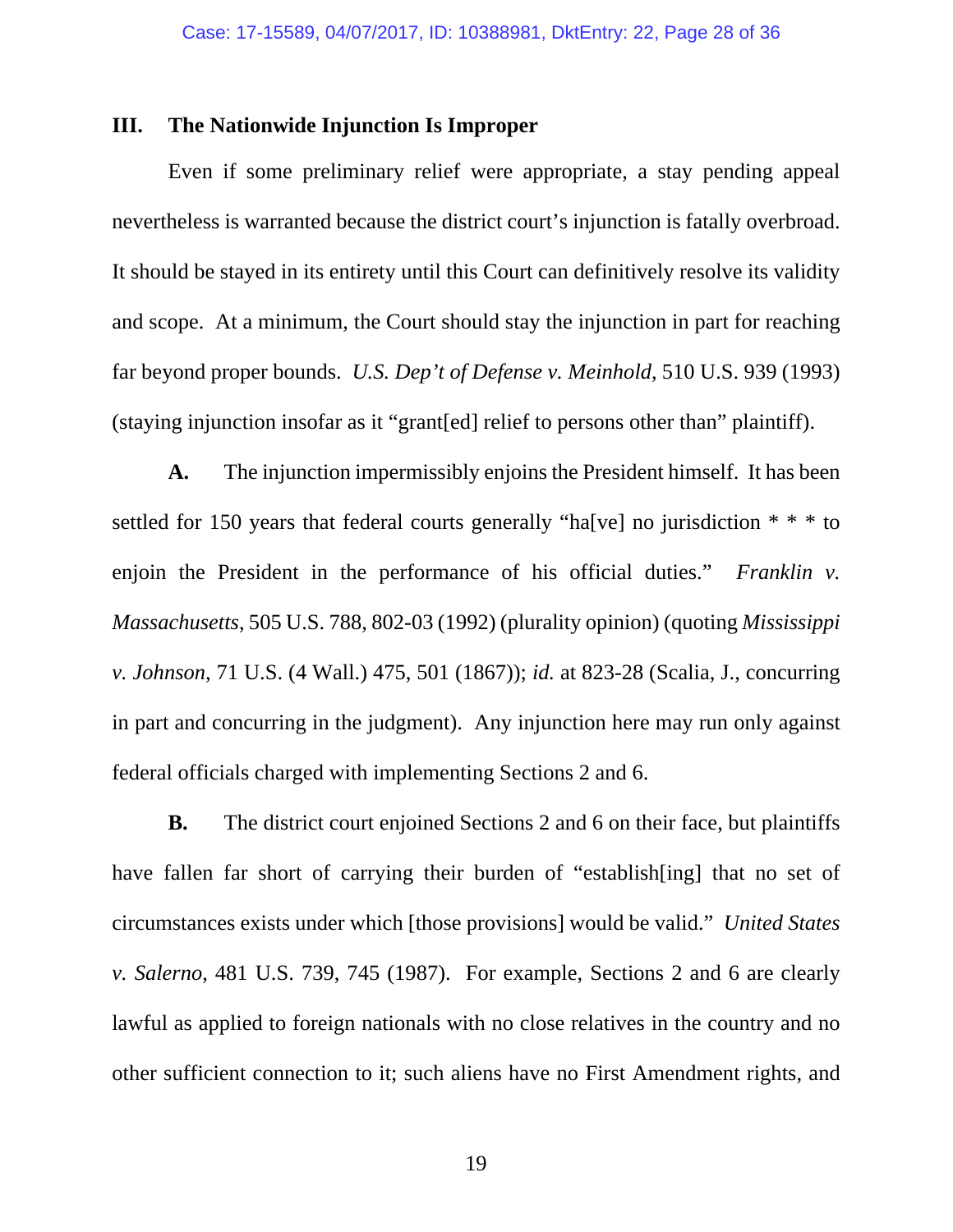## III. The Nationwide Injunction Is Improper

Even if some preliminary relief were appropriate, a stay pending appeal nevertheless is warranted because the district court's injunction is fatally overbroad. It should be stayed in its entirety until this Court can definitively resolve its validity and scope. At a minimum, the Court should stay the injunction in part for reaching far beyond proper bounds. *U.S. Dep't of Defense v. Meinhold*, 510 U.S. 939 (1993) (staying injunction insofar as it "grant[ed] relief to persons other than" plaintiff).

**A.** The injunction impermissibly enjoins the President himself. It has been settled for 150 years that federal courts generally "ha[ve] no jurisdiction * * * to enjoin the President in the performance of his official duties." *Franklin v. Massachusetts*, 505 U.S. 788, 802-03 (1992) (plurality opinion) (quoting *Mississippi v. Johnson*, 71 U.S. (4 Wall.) 475, 501 (1867)); *id.* at 823-28 (Scalia, J., concurring in part and concurring in the judgment). Any injunction here may run only against federal officials charged with implementing Sections 2 and 6.

**B.** The district court enjoined Sections 2 and 6 on their face, but plaintiffs have fallen far short of carrying their burden of "establish[ing] that no set of circumstances exists under which [those provisions] would be valid." *United States v. Salerno*, 481 U.S. 739, 745 (1987). For example, Sections 2 and 6 are clearly lawful as applied to foreign nationals with no close relatives in the country and no other sufficient connection to it; such aliens have no First Amendment rights, and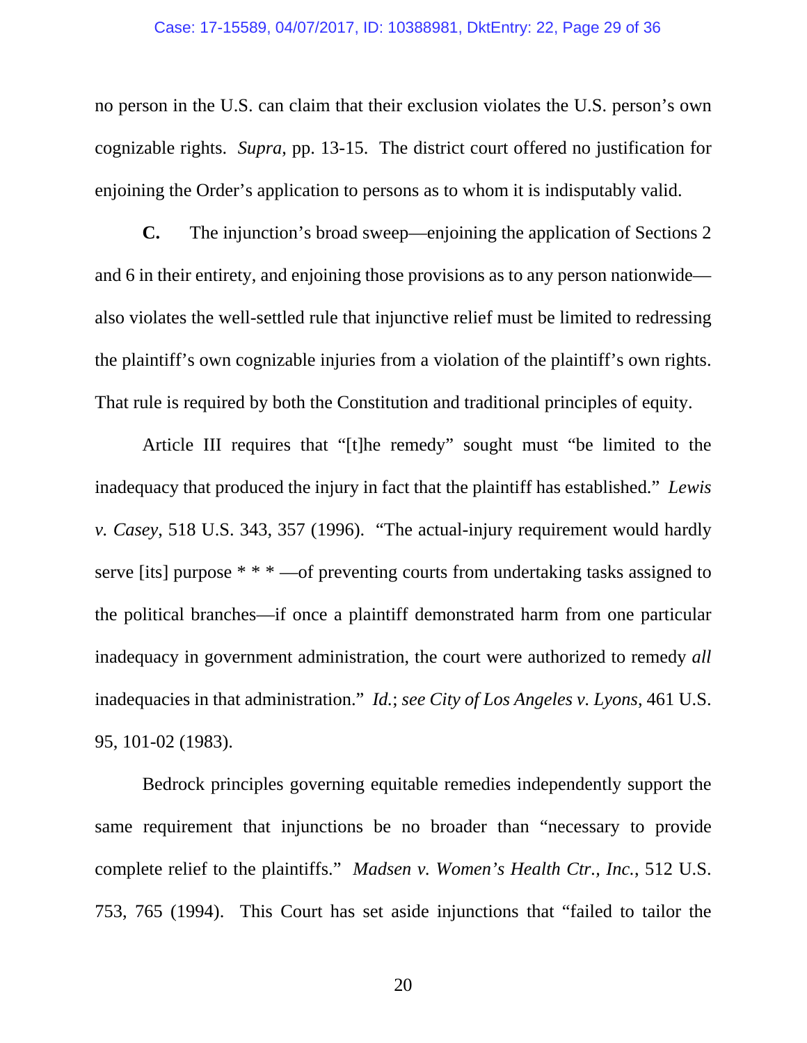no person in the U.S. can claim that their exclusion violates the U.S. person's own cognizable rights. *Supra*, pp. 13-15. The district court offered no justification for enjoining the Order's application to persons as to whom it is indisputably valid.

**C.** The injunction's broad sweep—enjoining the application of Sections 2 and 6 in their entirety, and enjoining those provisions as to any person nationwide—also violates the well-settled rule that injunctive relief must be limited to redressing the plaintiff's own cognizable injuries from a violation of the plaintiff's own rights. That rule is required by both the Constitution and traditional principles of equity.

Article III requires that "[t]he remedy" sought must "be limited to the inadequacy that produced the injury in fact that the plaintiff has established." *Lewis v. Casey*, 518 U.S. 343, 357 (1996). "The actual-injury requirement would hardly serve [its] purpose * * * —of preventing courts from undertaking tasks assigned to the political branches—if once a plaintiff demonstrated harm from one particular inadequacy in government administration, the court were authorized to remedy *all* inadequacies in that administration." *Id.*; *see City of Los Angeles v. Lyons*, 461 U.S. 95, 101-02 (1983).

Bedrock principles governing equitable remedies independently support the same requirement that injunctions be no broader than "necessary to provide complete relief to the plaintiffs." *Madsen v. Women's Health Ctr., Inc.*, 512 U.S. 753, 765 (1994). This Court has set aside injunctions that "failed to tailor the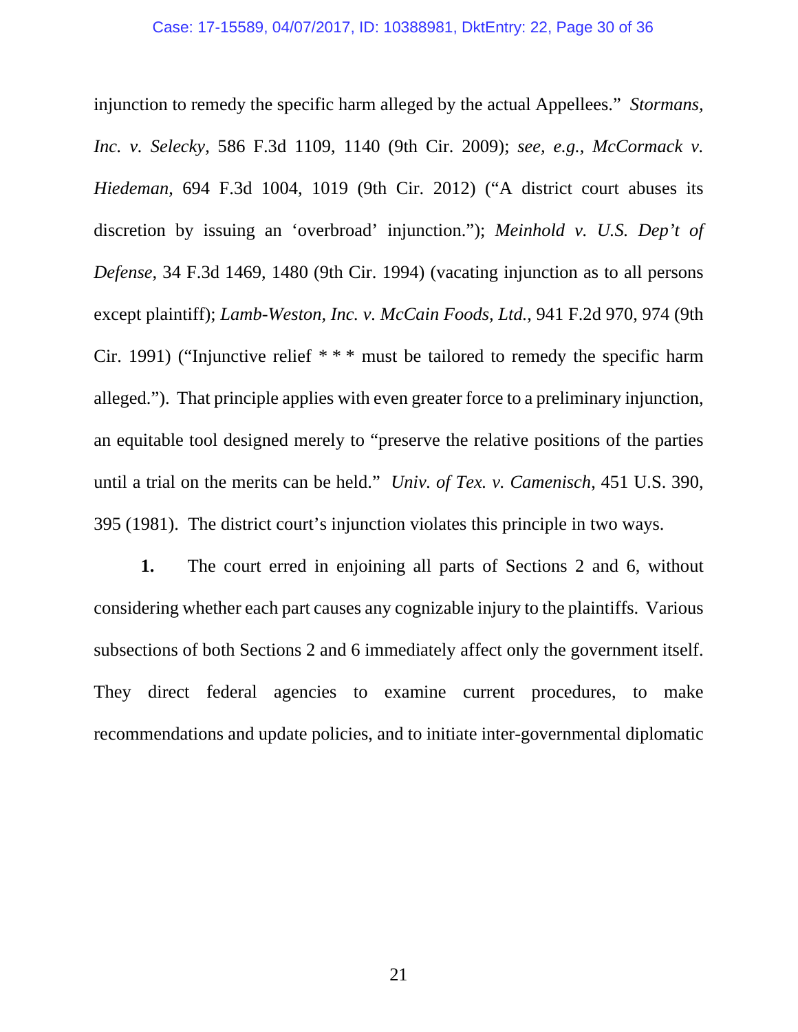injunction to remedy the specific harm alleged by the actual Appellees." *Stormans, Inc. v. Selecky*, 586 F.3d 1109, 1140 (9th Cir. 2009); *see, e.g.*, *McCormack v. Hiedeman*, 694 F.3d 1004, 1019 (9th Cir. 2012) ("A district court abuses its discretion by issuing an 'overbroad' injunction."); *Meinhold v. U.S. Dep't of Defense*, 34 F.3d 1469, 1480 (9th Cir. 1994) (vacating injunction as to all persons except plaintiff); *Lamb-Weston, Inc. v. McCain Foods, Ltd.*, 941 F.2d 970, 974 (9th Cir. 1991) ("Injunctive relief * * * must be tailored to remedy the specific harm alleged."). That principle applies with even greater force to a preliminary injunction, an equitable tool designed merely to "preserve the relative positions of the parties until a trial on the merits can be held." *Univ. of Tex. v. Camenisch*, 451 U.S. 390, 395 (1981). The district court's injunction violates this principle in two ways.

**1.** The court erred in enjoining all parts of Sections 2 and 6, without considering whether each part causes any cognizable injury to the plaintiffs. Various subsections of both Sections 2 and 6 immediately affect only the government itself. They direct federal agencies to examine current procedures, to make recommendations and update policies, and to initiate inter-governmental diplomatic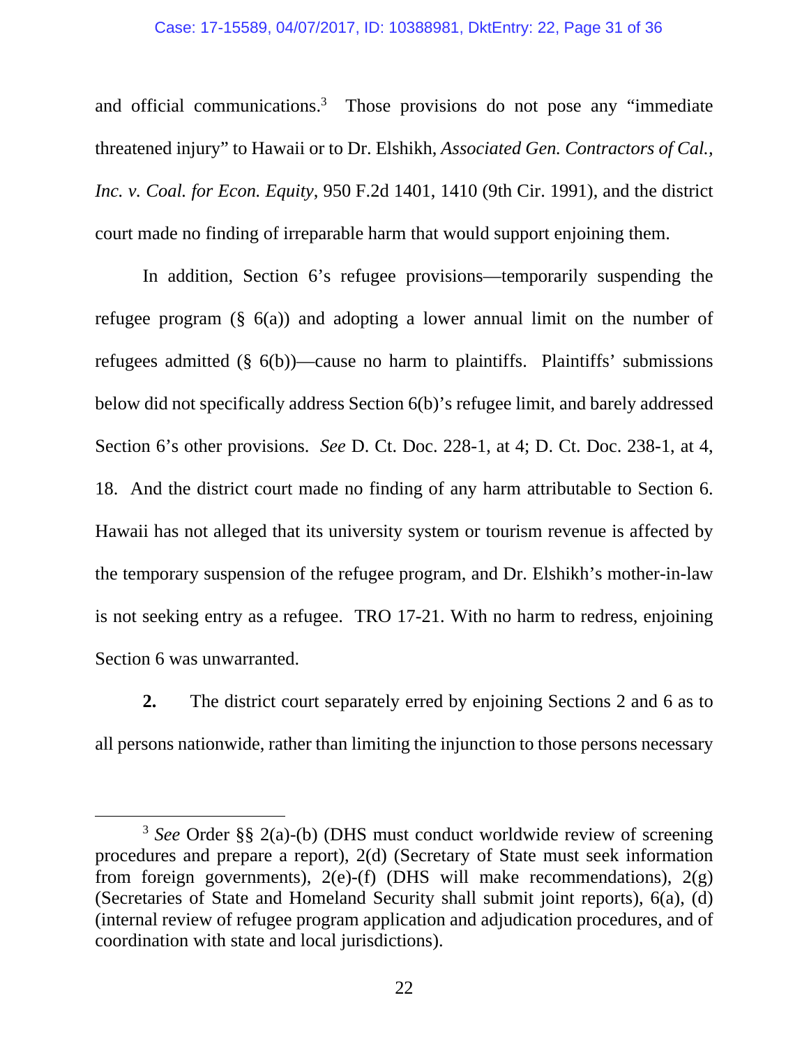and official communications.[3] Those provisions do not pose any "immediate threatened injury" to Hawaii or to Dr. Elshikh, *Associated Gen. Contractors of Cal., Inc. v. Coal. for Econ. Equity*, 950 F.2d 1401, 1410 (9th Cir. 1991), and the district court made no finding of irreparable harm that would support enjoining them.

In addition, Section 6's refugee provisions—temporarily suspending the refugee program (§ 6(a)) and adopting a lower annual limit on the number of refugees admitted (§ 6(b))—cause no harm to plaintiffs. Plaintiffs' submissions below did not specifically address Section 6(b)'s refugee limit, and barely addressed Section 6's other provisions. *See* D. Ct. Doc. 228-1, at 4; D. Ct. Doc. 238-1, at 4, 18. And the district court made no finding of any harm attributable to Section 6. Hawaii has not alleged that its university system or tourism revenue is affected by the temporary suspension of the refugee program, and Dr. Elshikh's mother-in-law is not seeking entry as a refugee. TRO 17-21. With no harm to redress, enjoining Section 6 was unwarranted.

**2.** The district court separately erred by enjoining Sections 2 and 6 as to all persons nationwide, rather than limiting the injunction to those persons necessary

[3] *See* Order §§ 2(a)-(b) (DHS must conduct worldwide review of screening procedures and prepare a report), 2(d) (Secretary of State must seek information from foreign governments), 2(e)-(f) (DHS will make recommendations), 2(g) (Secretaries of State and Homeland Security shall submit joint reports), 6(a), (d) (internal review of refugee program application and adjudication procedures, and of coordination with state and local jurisdictions).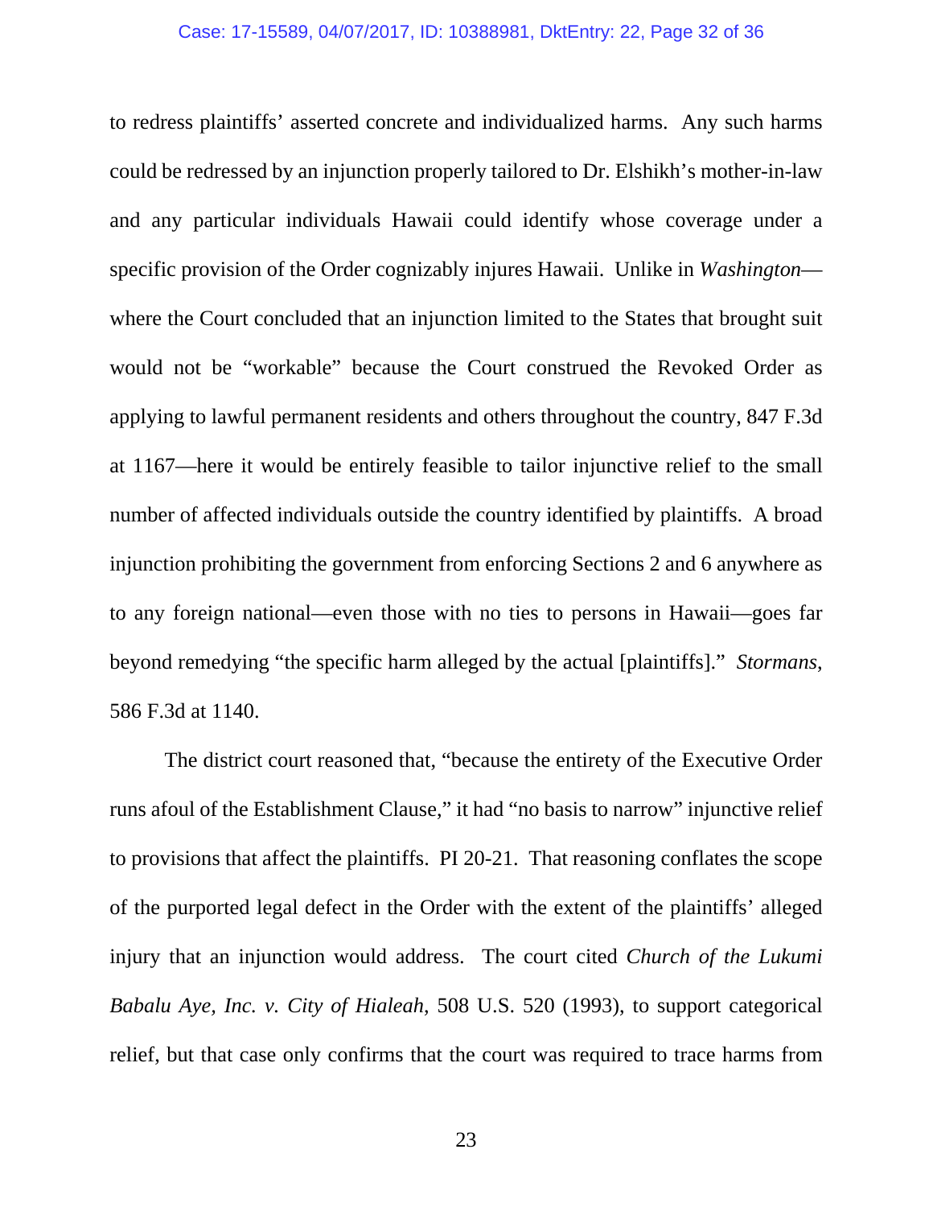to redress plaintiffs' asserted concrete and individualized harms. Any such harms could be redressed by an injunction properly tailored to Dr. Elshikh's mother-in-law and any particular individuals Hawaii could identify whose coverage under a specific provision of the Order cognizably injures Hawaii. Unlike in *Washington*—where the Court concluded that an injunction limited to the States that brought suit would not be "workable" because the Court construed the Revoked Order as applying to lawful permanent residents and others throughout the country, 847 F.3d at 1167—here it would be entirely feasible to tailor injunctive relief to the small number of affected individuals outside the country identified by plaintiffs. A broad injunction prohibiting the government from enforcing Sections 2 and 6 anywhere as to any foreign national—even those with no ties to persons in Hawaii—goes far beyond remedying "the specific harm alleged by the actual [plaintiffs]." *Stormans*, 586 F.3d at 1140.

The district court reasoned that, "because the entirety of the Executive Order runs afoul of the Establishment Clause," it had "no basis to narrow" injunctive relief to provisions that affect the plaintiffs. PI 20-21. That reasoning conflates the scope of the purported legal defect in the Order with the extent of the plaintiffs' alleged injury that an injunction would address. The court cited *Church of the Lukumi Babalu Aye, Inc. v. City of Hialeah*, 508 U.S. 520 (1993), to support categorical relief, but that case only confirms that the court was required to trace harms from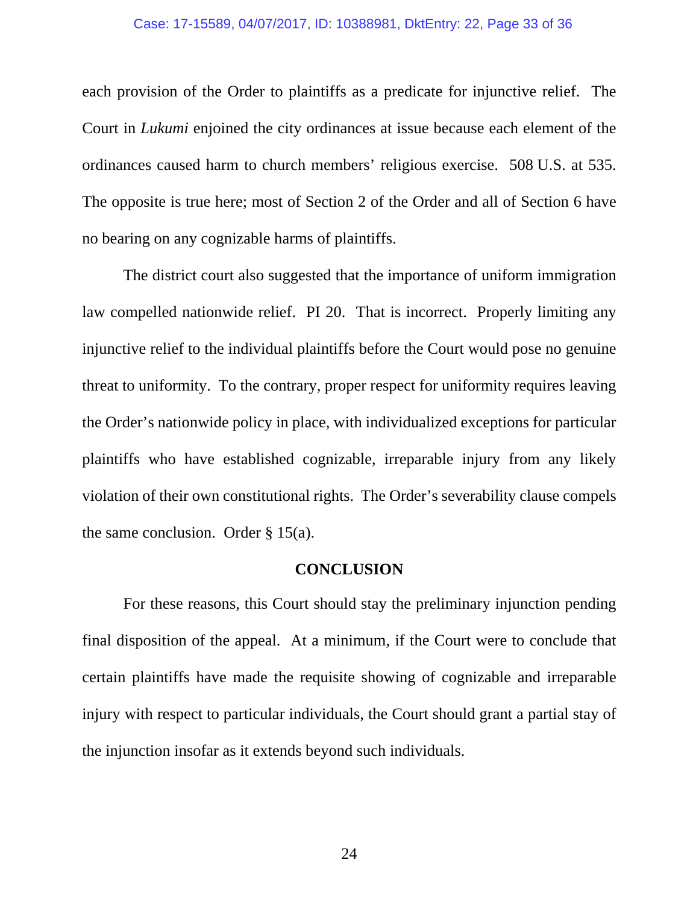each provision of the Order to plaintiffs as a predicate for injunctive relief. The Court in *Lukumi* enjoined the city ordinances at issue because each element of the ordinances caused harm to church members' religious exercise. 508 U.S. at 535. The opposite is true here; most of Section 2 of the Order and all of Section 6 have no bearing on any cognizable harms of plaintiffs.

The district court also suggested that the importance of uniform immigration law compelled nationwide relief. PI 20. That is incorrect. Properly limiting any injunctive relief to the individual plaintiffs before the Court would pose no genuine threat to uniformity. To the contrary, proper respect for uniformity requires leaving the Order's nationwide policy in place, with individualized exceptions for particular plaintiffs who have established cognizable, irreparable injury from any likely violation of their own constitutional rights. The Order's severability clause compels the same conclusion. Order § 15(a).

## CONCLUSION

For these reasons, this Court should stay the preliminary injunction pending final disposition of the appeal. At a minimum, if the Court were to conclude that certain plaintiffs have made the requisite showing of cognizable and irreparable injury with respect to particular individuals, the Court should grant a partial stay of the injunction insofar as it extends beyond such individuals.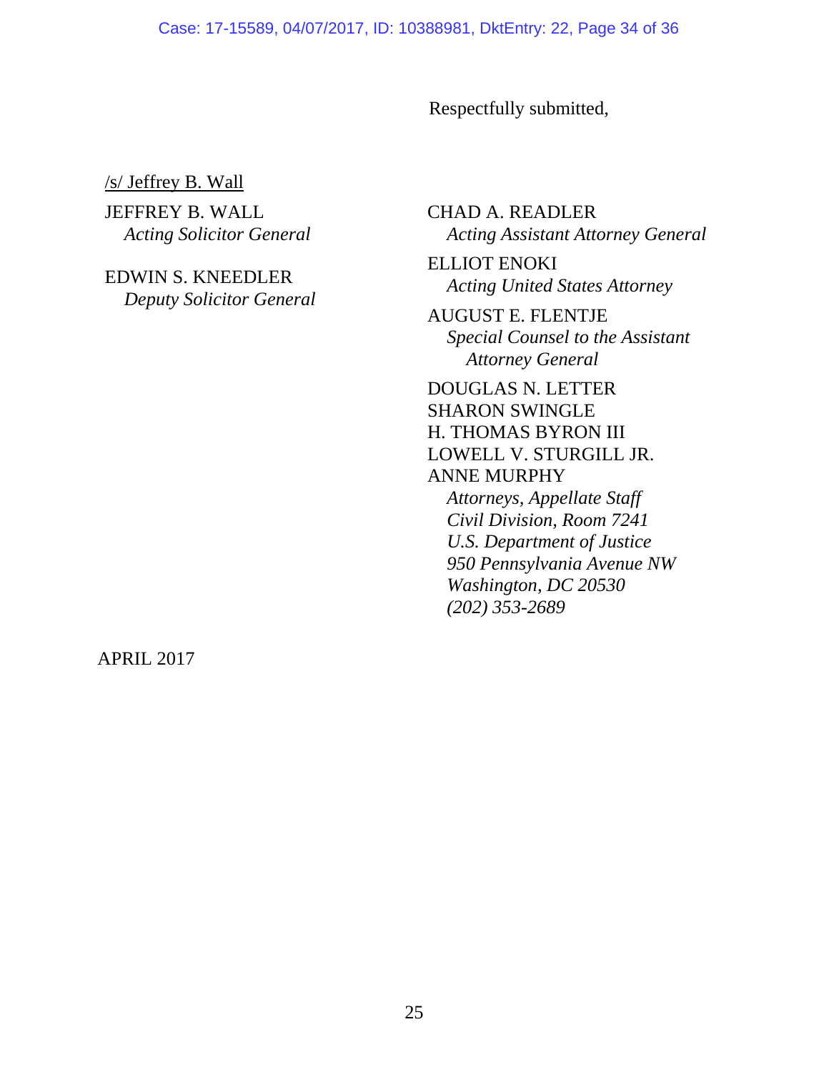Respectfully submitted,

/s/ Jeffrey B. Wall

JEFFREY B. WALL
*Acting Solicitor General*

EDWIN S. KNEEDLER
*Deputy Solicitor General*

CHAD A. READLER
*Acting Assistant Attorney General*

ELLIOT ENOKI
*Acting United States Attorney*

AUGUST E. FLENTJE
*Special Counsel to the Assistant Attorney General*

DOUGLAS N. LETTER
SHARON SWINGLE
H. THOMAS BYRON III
LOWELL V. STURGILL JR.
ANNE MURPHY
*Attorneys, Appellate Staff*
*Civil Division, Room 7241*
*U.S. Department of Justice*
*950 Pennsylvania Avenue NW*
*Washington, DC 20530*
*(202) 353-2689*

APRIL 2017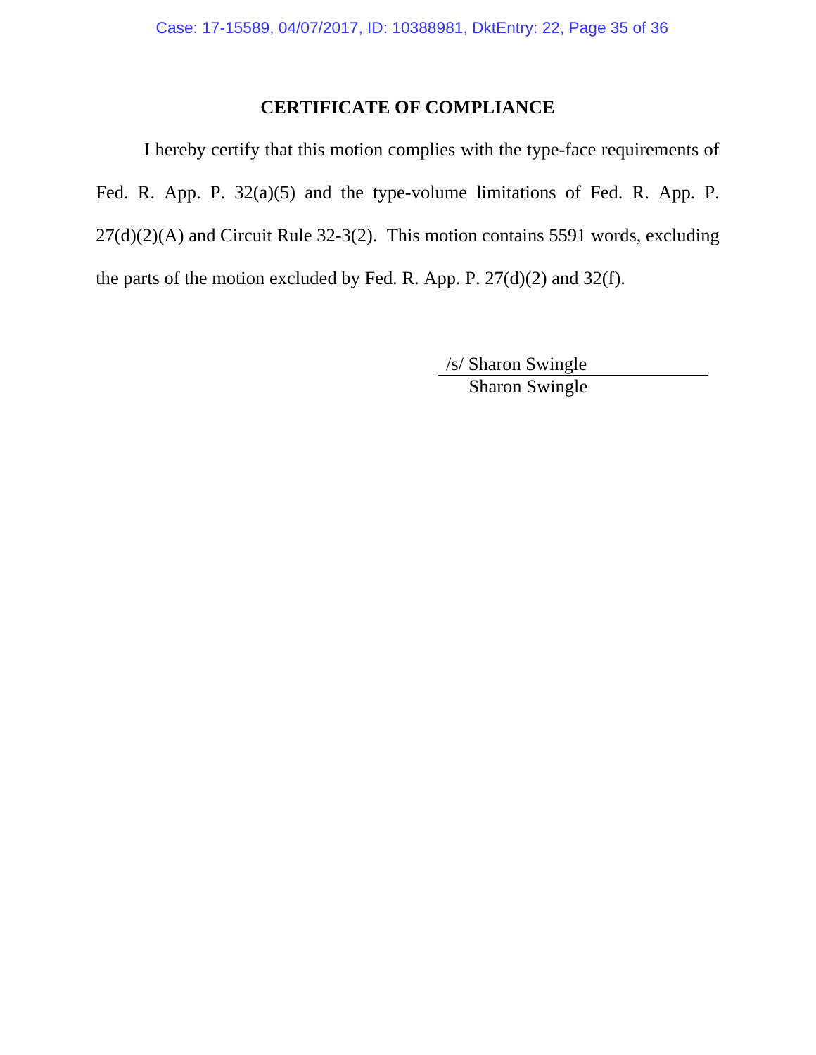## CERTIFICATE OF COMPLIANCE

I hereby certify that this motion complies with the type-face requirements of Fed. R. App. P. 32(a)(5) and the type-volume limitations of Fed. R. App. P. 27(d)(2)(A) and Circuit Rule 32-3(2). This motion contains 5591 words, excluding the parts of the motion excluded by Fed. R. App. P. 27(d)(2) and 32(f).

/s/ Sharon Swingle
Sharon Swingle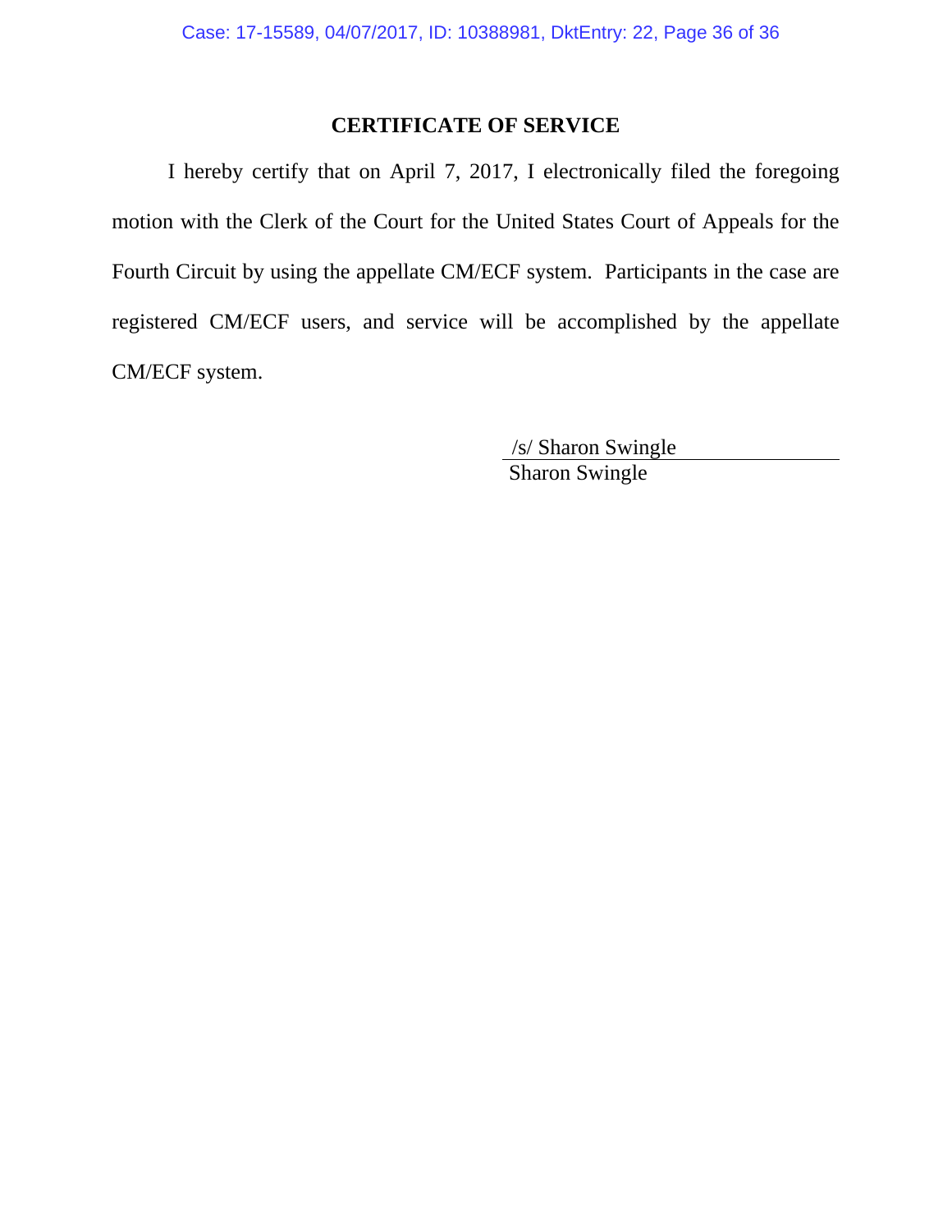## CERTIFICATE OF SERVICE

I hereby certify that on April 7, 2017, I electronically filed the foregoing motion with the Clerk of the Court for the United States Court of Appeals for the Fourth Circuit by using the appellate CM/ECF system. Participants in the case are registered CM/ECF users, and service will be accomplished by the appellate CM/ECF system.

/s/ Sharon Swingle
Sharon Swingle